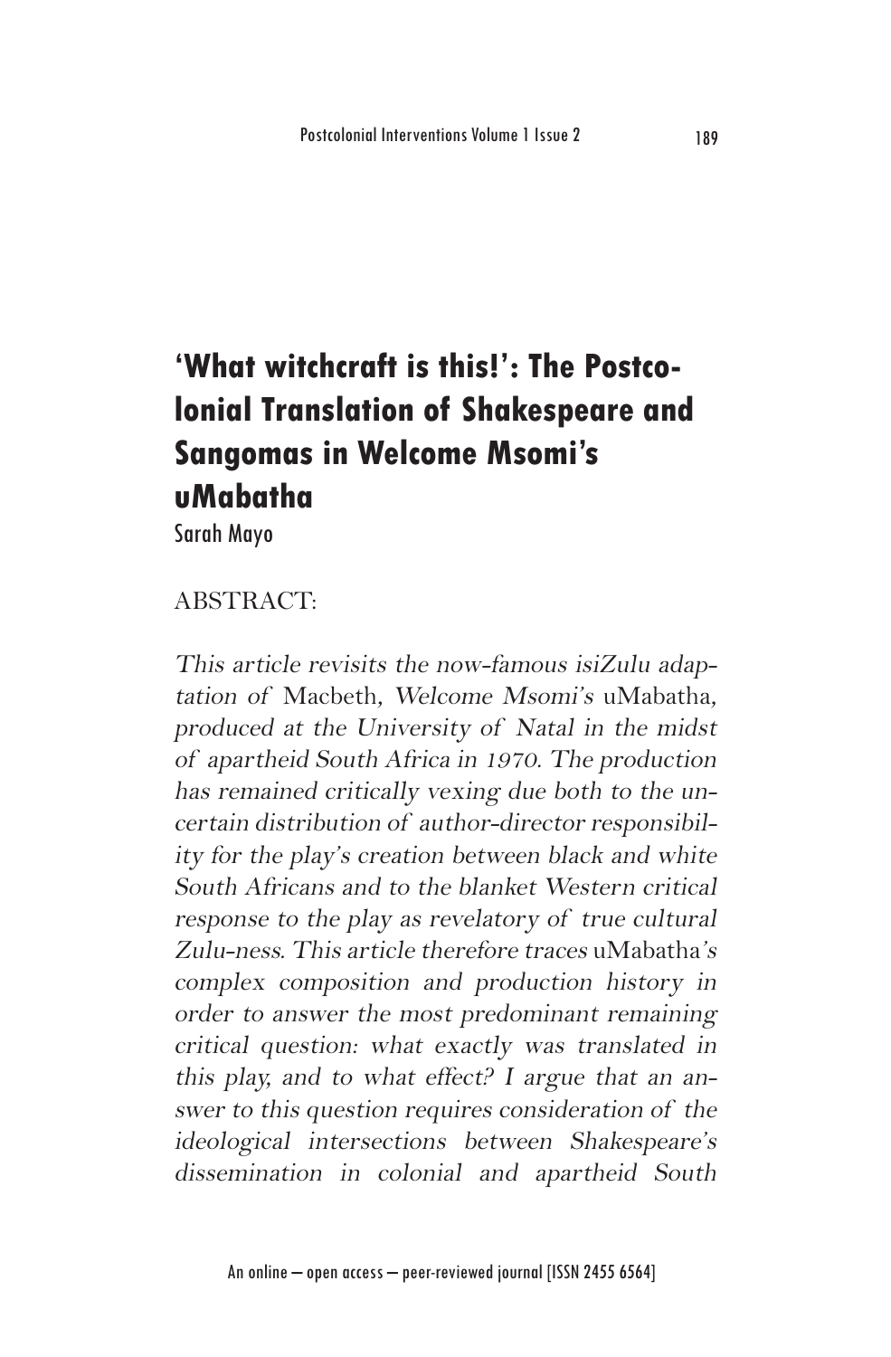# 'What witchcraft is this!': The Postcolonial Translation of Shakespeare and Sangomas in Welcome Msomi's uMabatha

Sarah Mayo

ABSTRACT:

*This article revisits the now-famous isiZulu adaptation of* Macbeth*, Welcome Msomi's* uMabatha*, produced at the University of Natal in the midst of apartheid South Africa in 1970. The production has remained critically vexing due both to the uncertain distribution of author-director responsibility for the play's creation between black and white South Africans and to the blanket Western critical response to the play as revelatory of true cultural Zulu-ness. This article therefore traces* uMabatha*'s complex composition and production history in order to answer the most predominant remaining critical question: what exactly was translated in this play, and to what effect? I argue that an answer to this question requires consideration of the ideological intersections between Shakespeare's dissemination in colonial and apartheid South*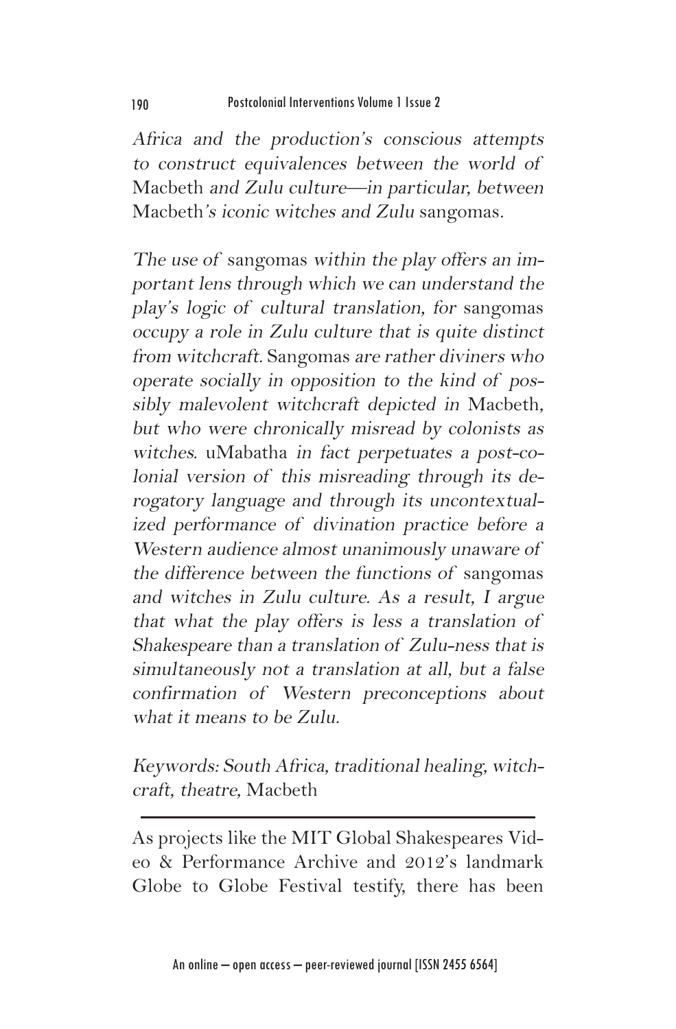*Africa and the production's conscious attempts to construct equivalences between the world of* Macbeth *and Zulu culture—in particular, between* Macbeth*'s iconic witches and Zulu* sangomas*.*

*The use of* sangomas *within the play offers an important lens through which we can understand the play's logic of cultural translation, for* sangomas *occupy a role in Zulu culture that is quite distinct from witchcraft.* Sangomas *are rather diviners who operate socially in opposition to the kind of possibly malevolent witchcraft depicted in* Macbeth*, but who were chronically misread by colonists as witches.* uMabatha *in fact perpetuates a post-colonial version of this misreading through its derogatory language and through its uncontextualized performance of divination practice before a Western audience almost unanimously unaware of the difference between the functions of* sangomas *and witches in Zulu culture. As a result, I argue that what the play offers is less a translation of Shakespeare than a translation of Zulu-ness that is simultaneously not a translation at all, but a false confirmation of Western preconceptions about what it means to be Zulu.*

*Keywords: South Africa, traditional healing, witchcraft, theatre,* Macbeth

---

As projects like the MIT Global Shakespeares Video & Performance Archive and 2012's landmark Globe to Globe Festival testify, there has been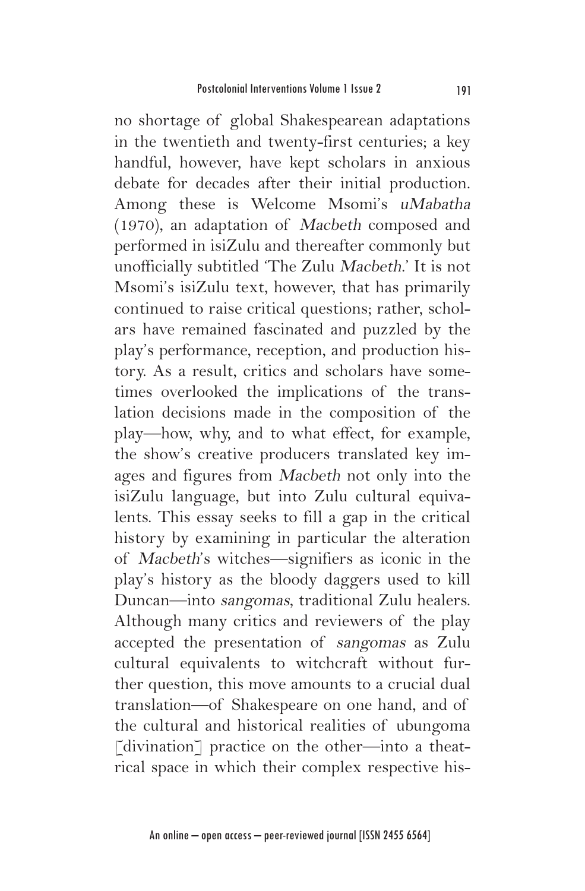no shortage of global Shakespearean adaptations in the twentieth and twenty-first centuries; a key handful, however, have kept scholars in anxious debate for decades after their initial production. Among these is Welcome Msomi's *uMabatha* (1970), an adaptation of *Macbeth* composed and performed in isiZulu and thereafter commonly but unofficially subtitled 'The Zulu *Macbeth*.' It is not Msomi's isiZulu text, however, that has primarily continued to raise critical questions; rather, scholars have remained fascinated and puzzled by the play's performance, reception, and production history. As a result, critics and scholars have sometimes overlooked the implications of the translation decisions made in the composition of the play—how, why, and to what effect, for example, the show's creative producers translated key images and figures from *Macbeth* not only into the isiZulu language, but into Zulu cultural equivalents. This essay seeks to fill a gap in the critical history by examining in particular the alteration of *Macbeth*'s witches—signifiers as iconic in the play's history as the bloody daggers used to kill Duncan—into *sangomas*, traditional Zulu healers. Although many critics and reviewers of the play accepted the presentation of *sangomas* as Zulu cultural equivalents to witchcraft without further question, this move amounts to a crucial dual translation—of Shakespeare on one hand, and of the cultural and historical realities of ubungoma [divination] practice on the other—into a theatrical space in which their complex respective his-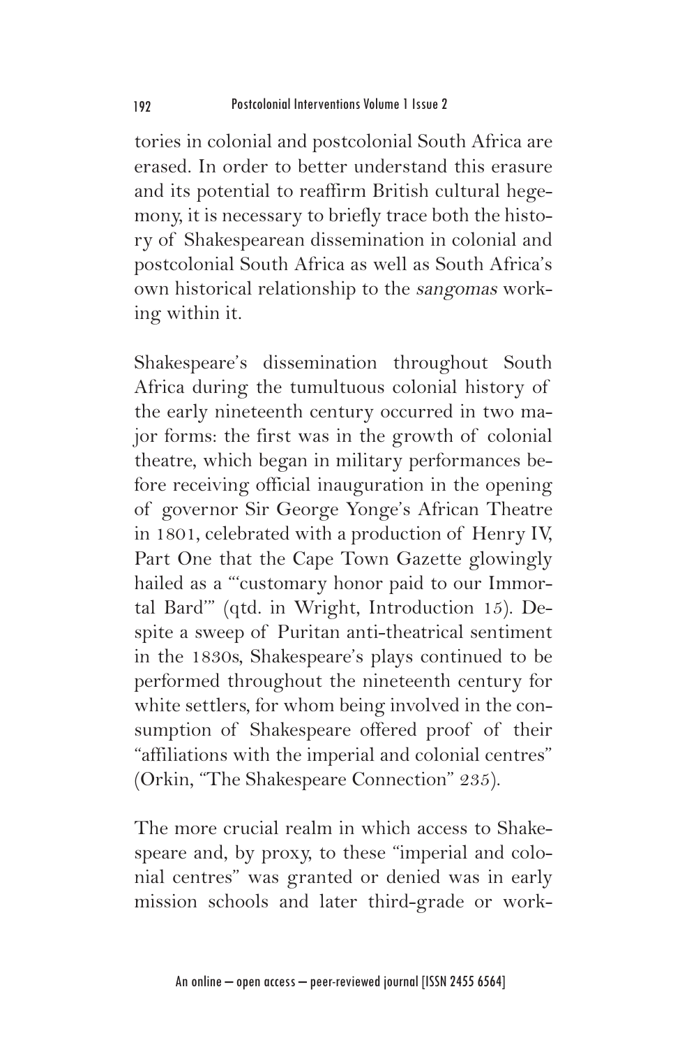tories in colonial and postcolonial South Africa are erased. In order to better understand this erasure and its potential to reaffirm British cultural hegemony, it is necessary to briefly trace both the history of Shakespearean dissemination in colonial and postcolonial South Africa as well as South Africa's own historical relationship to the *sangomas* working within it.

Shakespeare's dissemination throughout South Africa during the tumultuous colonial history of the early nineteenth century occurred in two major forms: the first was in the growth of colonial theatre, which began in military performances before receiving official inauguration in the opening of governor Sir George Yonge's African Theatre in 1801, celebrated with a production of Henry IV, Part One that the Cape Town Gazette glowingly hailed as a "'customary honor paid to our Immortal Bard'" (qtd. in Wright, Introduction 15). Despite a sweep of Puritan anti-theatrical sentiment in the 1830s, Shakespeare's plays continued to be performed throughout the nineteenth century for white settlers, for whom being involved in the consumption of Shakespeare offered proof of their "affiliations with the imperial and colonial centres" (Orkin, "The Shakespeare Connection" 235).

The more crucial realm in which access to Shakespeare and, by proxy, to these "imperial and colonial centres" was granted or denied was in early mission schools and later third-grade or work-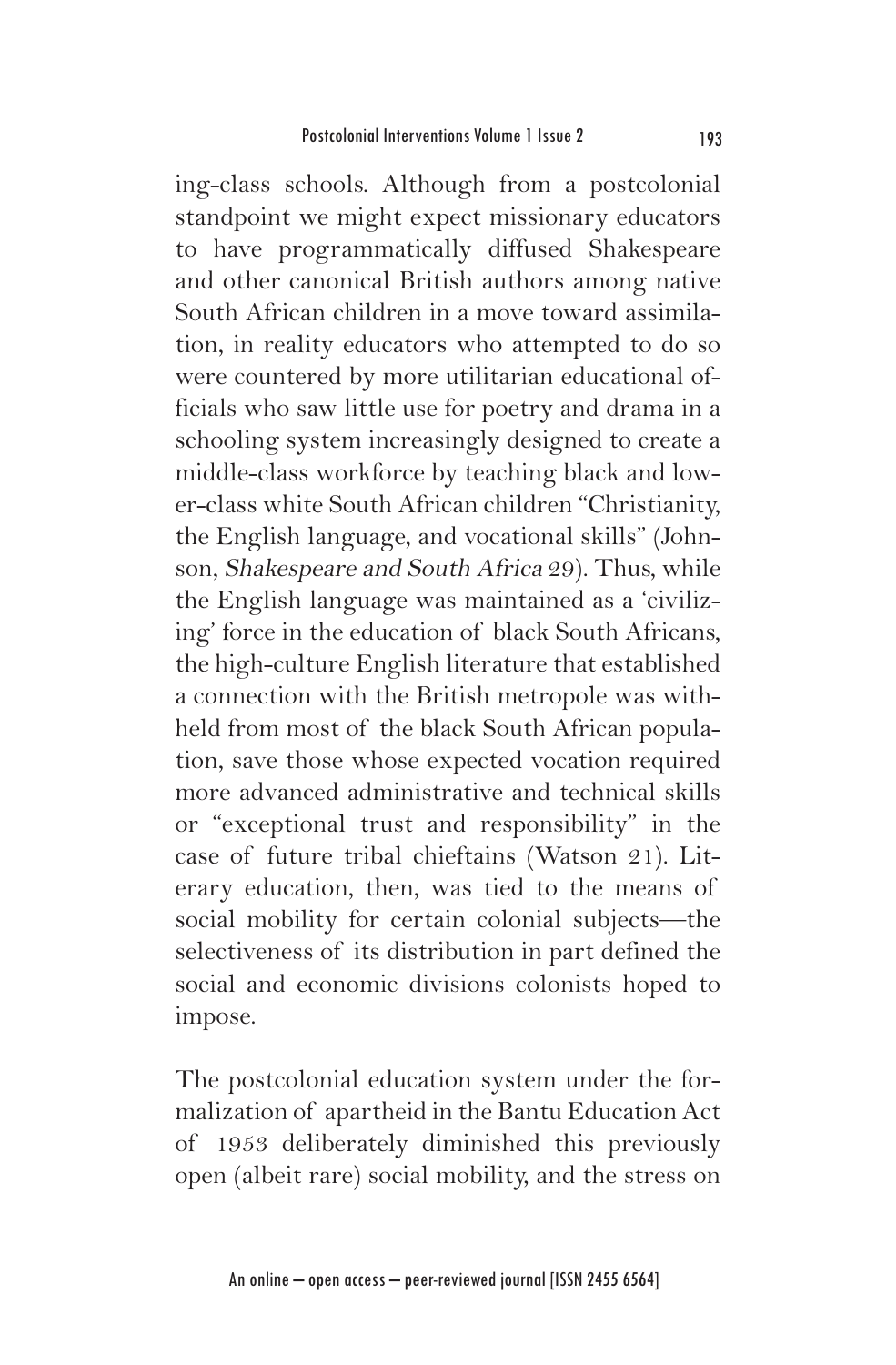ing-class schools. Although from a postcolonial standpoint we might expect missionary educators to have programmatically diffused Shakespeare and other canonical British authors among native South African children in a move toward assimilation, in reality educators who attempted to do so were countered by more utilitarian educational officials who saw little use for poetry and drama in a schooling system increasingly designed to create a middle-class workforce by teaching black and lower-class white South African children "Christianity, the English language, and vocational skills" (Johnson, *Shakespeare and South Africa* 29). Thus, while the English language was maintained as a 'civilizing' force in the education of black South Africans, the high-culture English literature that established a connection with the British metropole was withheld from most of the black South African population, save those whose expected vocation required more advanced administrative and technical skills or "exceptional trust and responsibility" in the case of future tribal chieftains (Watson 21). Literary education, then, was tied to the means of social mobility for certain colonial subjects—the selectiveness of its distribution in part defined the social and economic divisions colonists hoped to impose.

The postcolonial education system under the formalization of apartheid in the Bantu Education Act of 1953 deliberately diminished this previously open (albeit rare) social mobility, and the stress on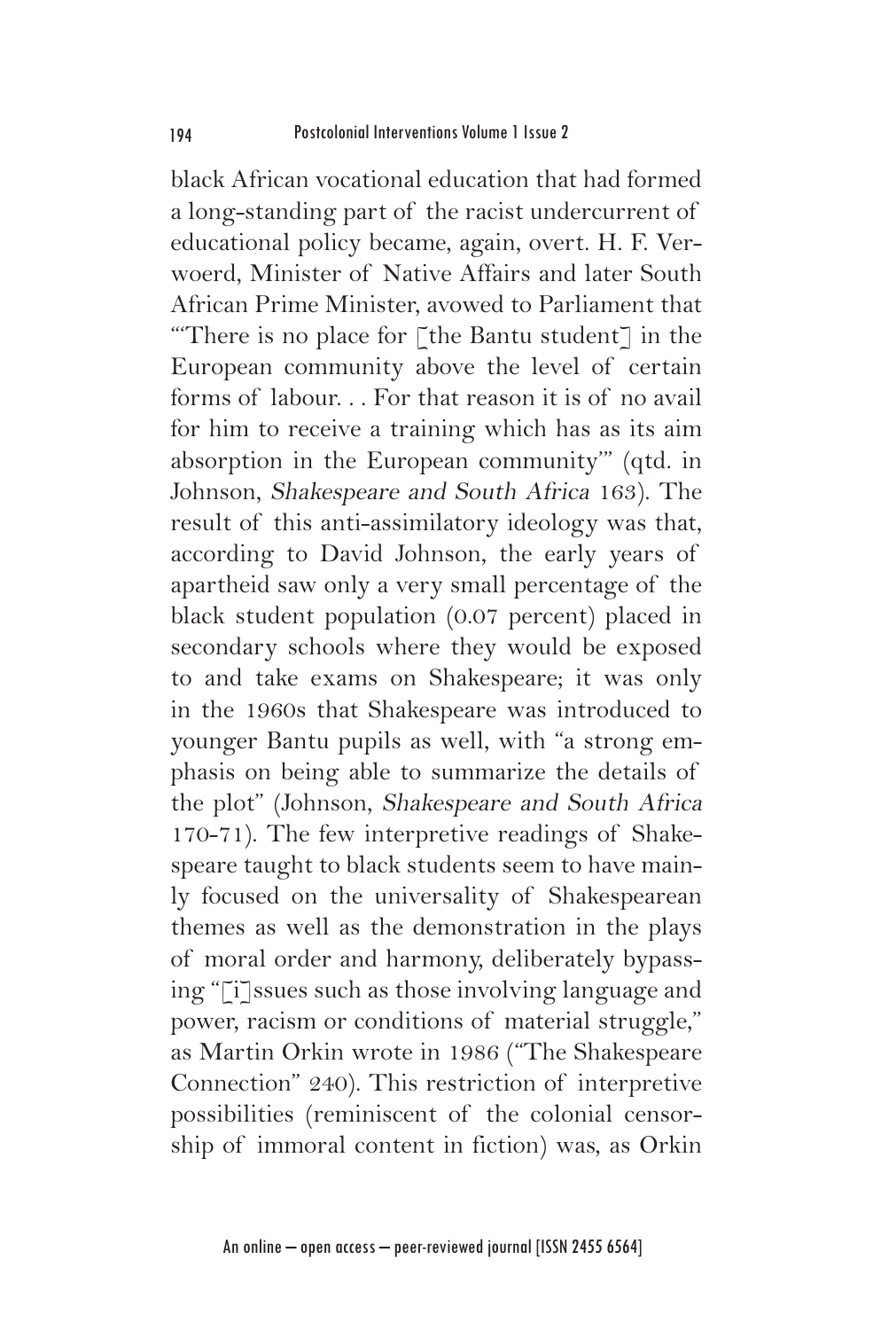black African vocational education that had formed a long-standing part of the racist undercurrent of educational policy became, again, overt. H. F. Verwoerd, Minister of Native Affairs and later South African Prime Minister, avowed to Parliament that "'There is no place for [the Bantu student] in the European community above the level of certain forms of labour. . . For that reason it is of no avail for him to receive a training which has as its aim absorption in the European community'" (qtd. in Johnson, *Shakespeare and South Africa* 163). The result of this anti-assimilatory ideology was that, according to David Johnson, the early years of apartheid saw only a very small percentage of the black student population (0.07 percent) placed in secondary schools where they would be exposed to and take exams on Shakespeare; it was only in the 1960s that Shakespeare was introduced to younger Bantu pupils as well, with "a strong emphasis on being able to summarize the details of the plot" (Johnson, *Shakespeare and South Africa* 170-71). The few interpretive readings of Shakespeare taught to black students seem to have mainly focused on the universality of Shakespearean themes as well as the demonstration in the plays of moral order and harmony, deliberately bypassing "[i]ssues such as those involving language and power, racism or conditions of material struggle," as Martin Orkin wrote in 1986 ("The Shakespeare Connection" 240). This restriction of interpretive possibilities (reminiscent of the colonial censorship of immoral content in fiction) was, as Orkin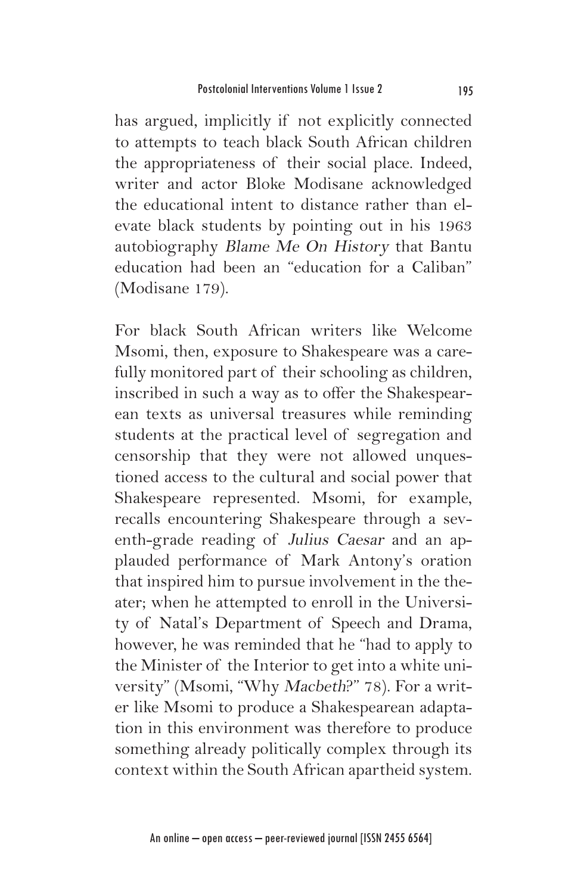has argued, implicitly if not explicitly connected to attempts to teach black South African children the appropriateness of their social place. Indeed, writer and actor Bloke Modisane acknowledged the educational intent to distance rather than elevate black students by pointing out in his 1963 autobiography *Blame Me On History* that Bantu education had been an "education for a Caliban" (Modisane 179).

For black South African writers like Welcome Msomi, then, exposure to Shakespeare was a carefully monitored part of their schooling as children, inscribed in such a way as to offer the Shakespearean texts as universal treasures while reminding students at the practical level of segregation and censorship that they were not allowed unquestioned access to the cultural and social power that Shakespeare represented. Msomi, for example, recalls encountering Shakespeare through a seventh-grade reading of *Julius Caesar* and an applauded performance of Mark Antony's oration that inspired him to pursue involvement in the theater; when he attempted to enroll in the University of Natal's Department of Speech and Drama, however, he was reminded that he "had to apply to the Minister of the Interior to get into a white university" (Msomi, "Why *Macbeth*?" 78). For a writer like Msomi to produce a Shakespearean adaptation in this environment was therefore to produce something already politically complex through its context within the South African apartheid system.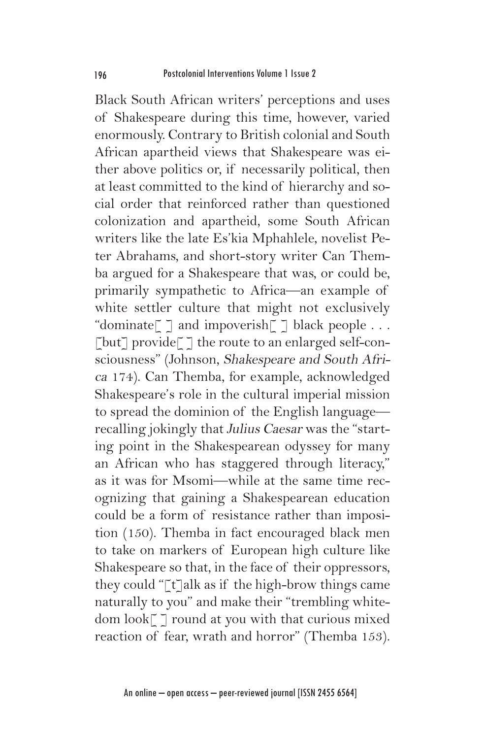Black South African writers' perceptions and uses of Shakespeare during this time, however, varied enormously. Contrary to British colonial and South African apartheid views that Shakespeare was either above politics or, if necessarily political, then at least committed to the kind of hierarchy and social order that reinforced rather than questioned colonization and apartheid, some South African writers like the late Es'kia Mphahlele, novelist Peter Abrahams, and short-story writer Can Themba argued for a Shakespeare that was, or could be, primarily sympathetic to Africa—an example of white settler culture that might not exclusively "dominate[ ] and impoverish[ ] black people . . . [but] provide[ ] the route to an enlarged self-consciousness" (Johnson, *Shakespeare and South Africa* 174). Can Themba, for example, acknowledged Shakespeare's role in the cultural imperial mission to spread the dominion of the English language—recalling jokingly that *Julius Caesar* was the "starting point in the Shakespearean odyssey for many an African who has staggered through literacy," as it was for Msomi—while at the same time recognizing that gaining a Shakespearean education could be a form of resistance rather than imposition (150). Themba in fact encouraged black men to take on markers of European high culture like Shakespeare so that, in the face of their oppressors, they could "[t]alk as if the high-brow things came naturally to you" and make their "trembling whitedom look[ ] round at you with that curious mixed reaction of fear, wrath and horror" (Themba 153).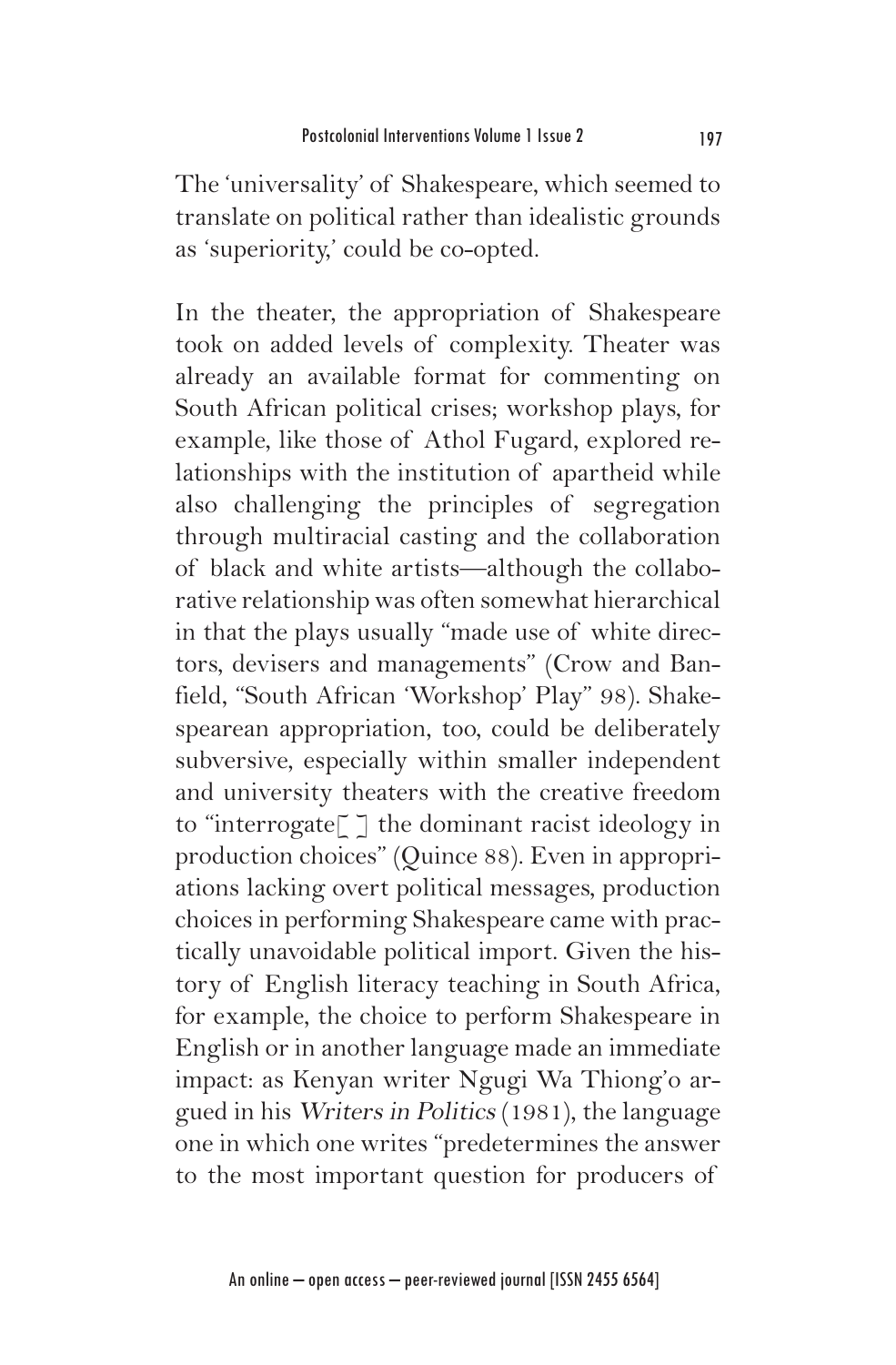The 'universality' of Shakespeare, which seemed to translate on political rather than idealistic grounds as 'superiority,' could be co-opted.

In the theater, the appropriation of Shakespeare took on added levels of complexity. Theater was already an available format for commenting on South African political crises; workshop plays, for example, like those of Athol Fugard, explored relationships with the institution of apartheid while also challenging the principles of segregation through multiracial casting and the collaboration of black and white artists—although the collaborative relationship was often somewhat hierarchical in that the plays usually "made use of white directors, devisers and managements" (Crow and Banfield, "South African 'Workshop' Play" 98). Shakespearean appropriation, too, could be deliberately subversive, especially within smaller independent and university theaters with the creative freedom to "interrogate[ ] the dominant racist ideology in production choices" (Quince 88). Even in appropriations lacking overt political messages, production choices in performing Shakespeare came with practically unavoidable political import. Given the history of English literacy teaching in South Africa, for example, the choice to perform Shakespeare in English or in another language made an immediate impact: as Kenyan writer Ngugi Wa Thiong'o argued in his *Writers in Politics* (1981), the language one in which one writes "predetermines the answer to the most important question for producers of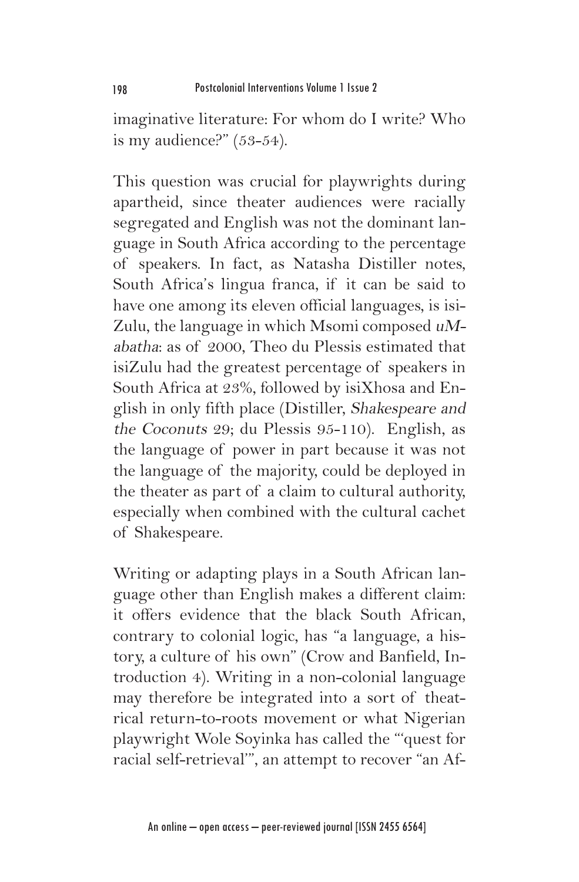imaginative literature: For whom do I write? Who is my audience?" (53-54).

This question was crucial for playwrights during apartheid, since theater audiences were racially segregated and English was not the dominant language in South Africa according to the percentage of speakers. In fact, as Natasha Distiller notes, South Africa's lingua franca, if it can be said to have one among its eleven official languages, is isiZulu, the language in which Msomi composed *uMabatha*: as of 2000, Theo du Plessis estimated that isiZulu had the greatest percentage of speakers in South Africa at 23%, followed by isiXhosa and English in only fifth place (Distiller, *Shakespeare and the Coconuts* 29; du Plessis 95-110). English, as the language of power in part because it was not the language of the majority, could be deployed in the theater as part of a claim to cultural authority, especially when combined with the cultural cachet of Shakespeare.

Writing or adapting plays in a South African language other than English makes a different claim: it offers evidence that the black South African, contrary to colonial logic, has "a language, a history, a culture of his own" (Crow and Banfield, Introduction 4). Writing in a non-colonial language may therefore be integrated into a sort of theatrical return-to-roots movement or what Nigerian playwright Wole Soyinka has called the "'quest for racial self-retrieval'", an attempt to recover "an Af-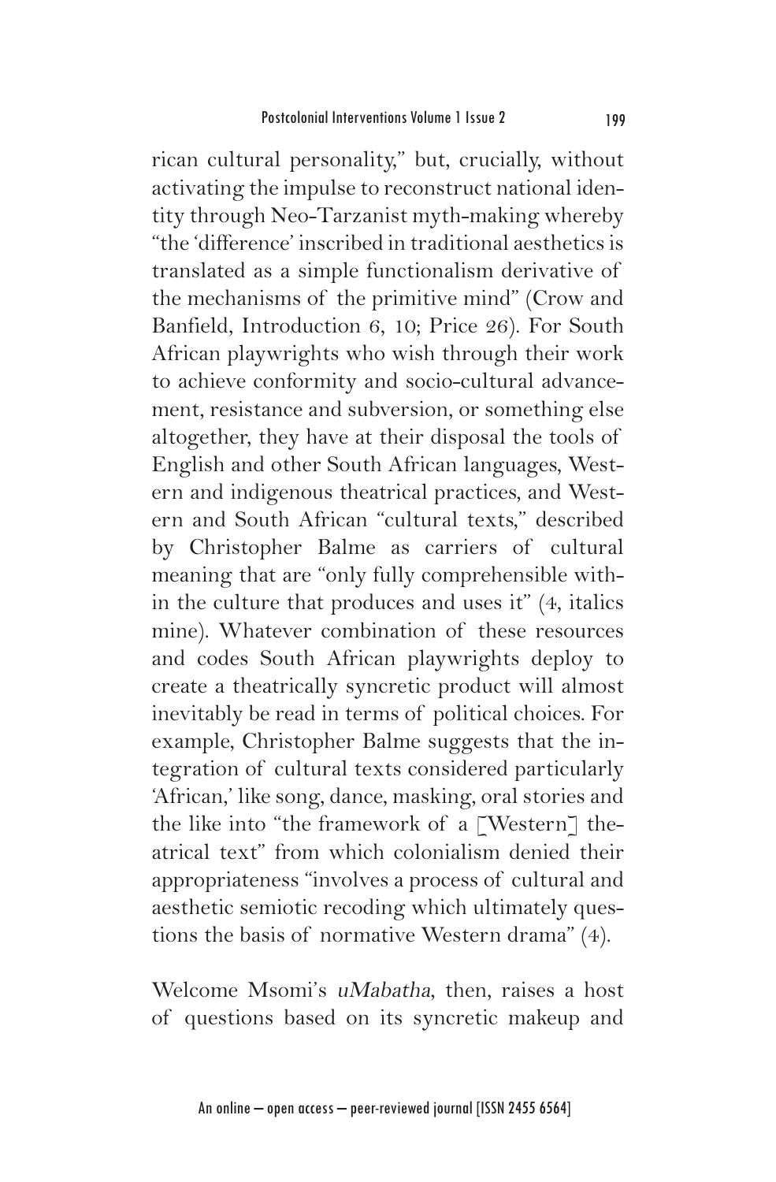rican cultural personality," but, crucially, without activating the impulse to reconstruct national identity through Neo-Tarzanist myth-making whereby "the 'difference' inscribed in traditional aesthetics is translated as a simple functionalism derivative of the mechanisms of the primitive mind" (Crow and Banfield, Introduction 6, 10; Price 26). For South African playwrights who wish through their work to achieve conformity and socio-cultural advancement, resistance and subversion, or something else altogether, they have at their disposal the tools of English and other South African languages, Western and indigenous theatrical practices, and Western and South African "cultural texts," described by Christopher Balme as carriers of cultural meaning that are "only fully comprehensible within the culture that produces and uses it" (4, italics mine). Whatever combination of these resources and codes South African playwrights deploy to create a theatrically syncretic product will almost inevitably be read in terms of political choices. For example, Christopher Balme suggests that the integration of cultural texts considered particularly 'African,' like song, dance, masking, oral stories and the like into "the framework of a [Western] theatrical text" from which colonialism denied their appropriateness "involves a process of cultural and aesthetic semiotic recoding which ultimately questions the basis of normative Western drama" (4).

Welcome Msomi's *uMabatha*, then, raises a host of questions based on its syncretic makeup and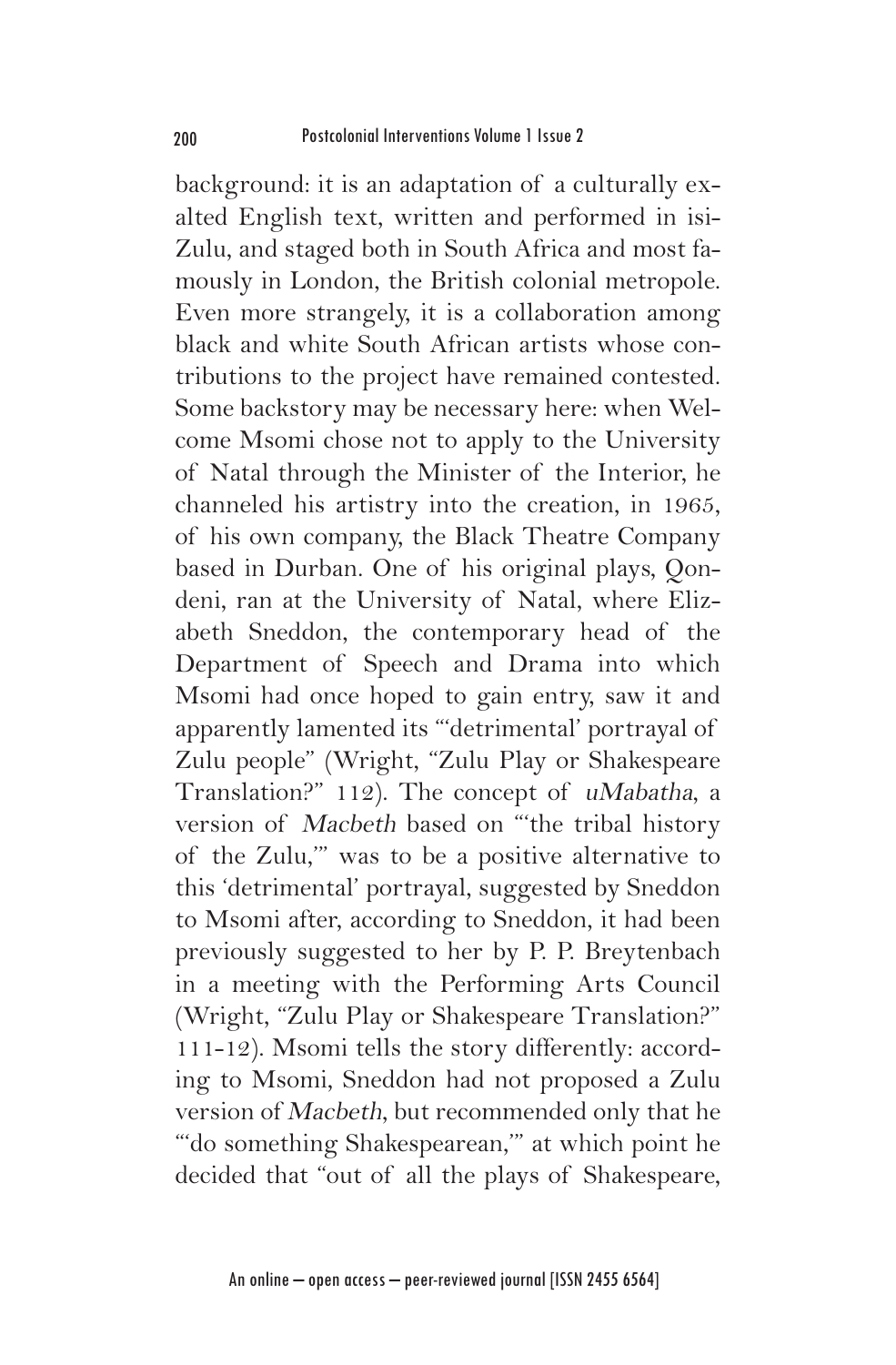background: it is an adaptation of a culturally exalted English text, written and performed in isiZulu, and staged both in South Africa and most famously in London, the British colonial metropole. Even more strangely, it is a collaboration among black and white South African artists whose contributions to the project have remained contested. Some backstory may be necessary here: when Welcome Msomi chose not to apply to the University of Natal through the Minister of the Interior, he channeled his artistry into the creation, in 1965, of his own company, the Black Theatre Company based in Durban. One of his original plays, Qondeni, ran at the University of Natal, where Elizabeth Sneddon, the contemporary head of the Department of Speech and Drama into which Msomi had once hoped to gain entry, saw it and apparently lamented its "'detrimental' portrayal of Zulu people" (Wright, "Zulu Play or Shakespeare Translation?" 112). The concept of *uMabatha*, a version of *Macbeth* based on "'the tribal history of the Zulu,'" was to be a positive alternative to this 'detrimental' portrayal, suggested by Sneddon to Msomi after, according to Sneddon, it had been previously suggested to her by P. P. Breytenbach in a meeting with the Performing Arts Council (Wright, "Zulu Play or Shakespeare Translation?" 111-12). Msomi tells the story differently: according to Msomi, Sneddon had not proposed a Zulu version of *Macbeth*, but recommended only that he "'do something Shakespearean,'" at which point he decided that "out of all the plays of Shakespeare,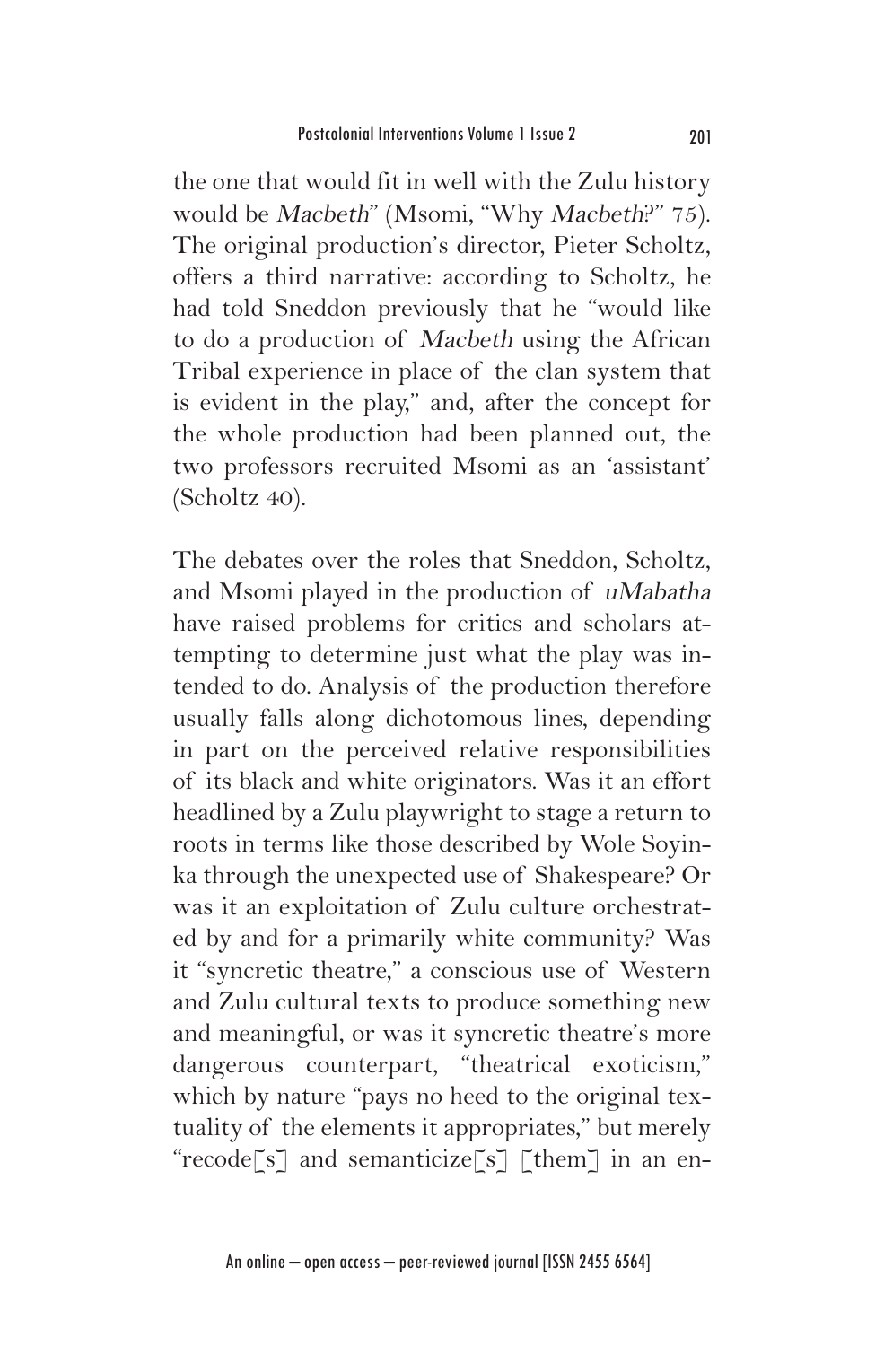the one that would fit in well with the Zulu history would be *Macbeth*" (Msomi, "Why *Macbeth*?" 75). The original production's director, Pieter Scholtz, offers a third narrative: according to Scholtz, he had told Sneddon previously that he "would like to do a production of *Macbeth* using the African Tribal experience in place of the clan system that is evident in the play," and, after the concept for the whole production had been planned out, the two professors recruited Msomi as an 'assistant' (Scholtz 40).

The debates over the roles that Sneddon, Scholtz, and Msomi played in the production of *uMabatha* have raised problems for critics and scholars attempting to determine just what the play was intended to do. Analysis of the production therefore usually falls along dichotomous lines, depending in part on the perceived relative responsibilities of its black and white originators. Was it an effort headlined by a Zulu playwright to stage a return to roots in terms like those described by Wole Soyinka through the unexpected use of Shakespeare? Or was it an exploitation of Zulu culture orchestrated by and for a primarily white community? Was it "syncretic theatre," a conscious use of Western and Zulu cultural texts to produce something new and meaningful, or was it syncretic theatre's more dangerous counterpart, "theatrical exoticism," which by nature "pays no heed to the original textuality of the elements it appropriates," but merely "recode[s] and semanticize[s] [them] in an en-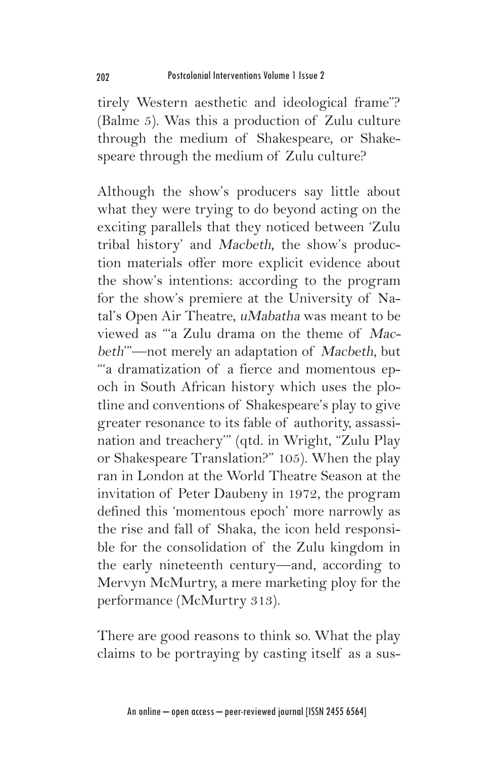tirely Western aesthetic and ideological frame"? (Balme 5). Was this a production of Zulu culture through the medium of Shakespeare, or Shakespeare through the medium of Zulu culture?

Although the show's producers say little about what they were trying to do beyond acting on the exciting parallels that they noticed between 'Zulu tribal history' and *Macbeth*, the show's production materials offer more explicit evidence about the show's intentions: according to the program for the show's premiere at the University of Natal's Open Air Theatre, *uMabatha* was meant to be viewed as "'a Zulu drama on the theme of *Macbeth*'"—not merely an adaptation of *Macbeth*, but "'a dramatization of a fierce and momentous epoch in South African history which uses the plotline and conventions of Shakespeare's play to give greater resonance to its fable of authority, assassination and treachery'" (qtd. in Wright, "Zulu Play or Shakespeare Translation?" 105). When the play ran in London at the World Theatre Season at the invitation of Peter Daubeny in 1972, the program defined this 'momentous epoch' more narrowly as the rise and fall of Shaka, the icon held responsible for the consolidation of the Zulu kingdom in the early nineteenth century—and, according to Mervyn McMurtry, a mere marketing ploy for the performance (McMurtry 313).

There are good reasons to think so. What the play claims to be portraying by casting itself as a sus-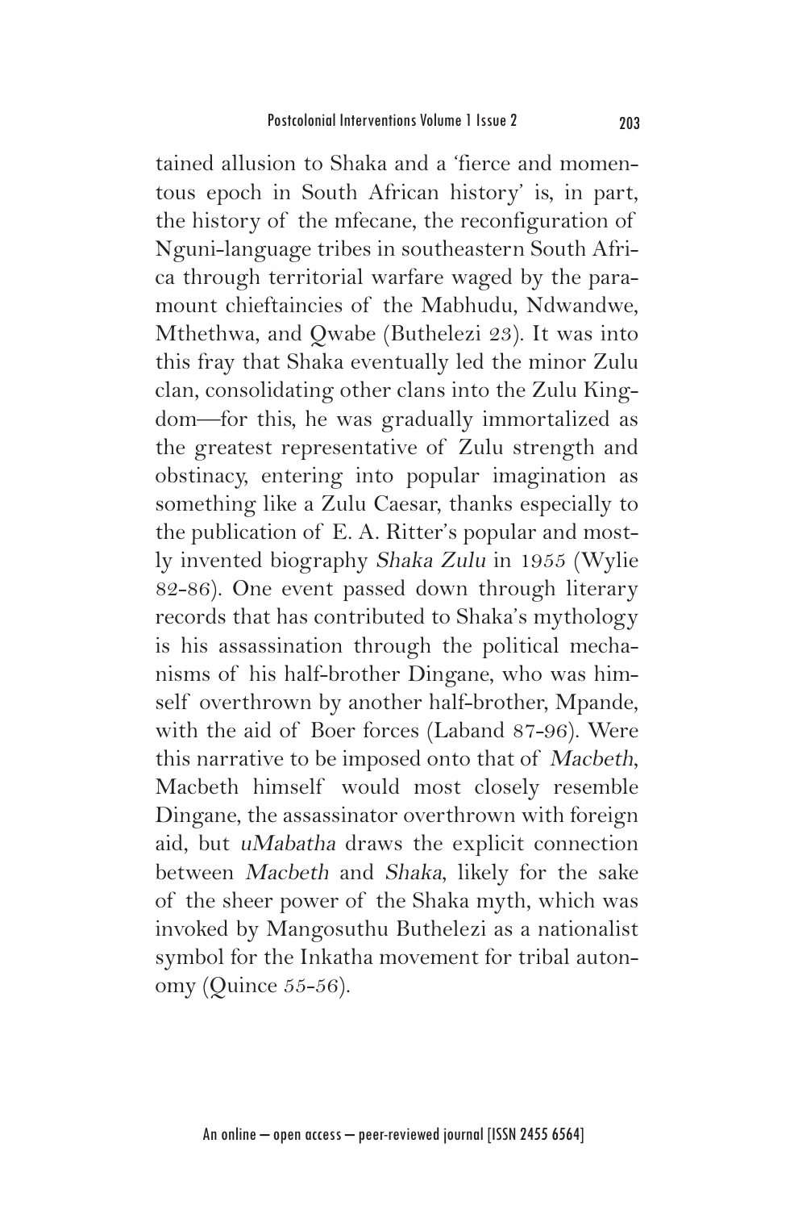tained allusion to Shaka and a 'fierce and momentous epoch in South African history' is, in part, the history of the mfecane, the reconfiguration of Nguni-language tribes in southeastern South Africa through territorial warfare waged by the paramount chieftaincies of the Mabhudu, Ndwandwe, Mthethwa, and Qwabe (Buthelezi 23). It was into this fray that Shaka eventually led the minor Zulu clan, consolidating other clans into the Zulu Kingdom—for this, he was gradually immortalized as the greatest representative of Zulu strength and obstinacy, entering into popular imagination as something like a Zulu Caesar, thanks especially to the publication of E. A. Ritter's popular and mostly invented biography *Shaka Zulu* in 1955 (Wylie 82-86). One event passed down through literary records that has contributed to Shaka's mythology is his assassination through the political mechanisms of his half-brother Dingane, who was himself overthrown by another half-brother, Mpande, with the aid of Boer forces (Laband 87-96). Were this narrative to be imposed onto that of *Macbeth*, Macbeth himself would most closely resemble Dingane, the assassinator overthrown with foreign aid, but *uMabatha* draws the explicit connection between *Macbeth* and *Shaka*, likely for the sake of the sheer power of the Shaka myth, which was invoked by Mangosuthu Buthelezi as a nationalist symbol for the Inkatha movement for tribal autonomy (Quince 55-56).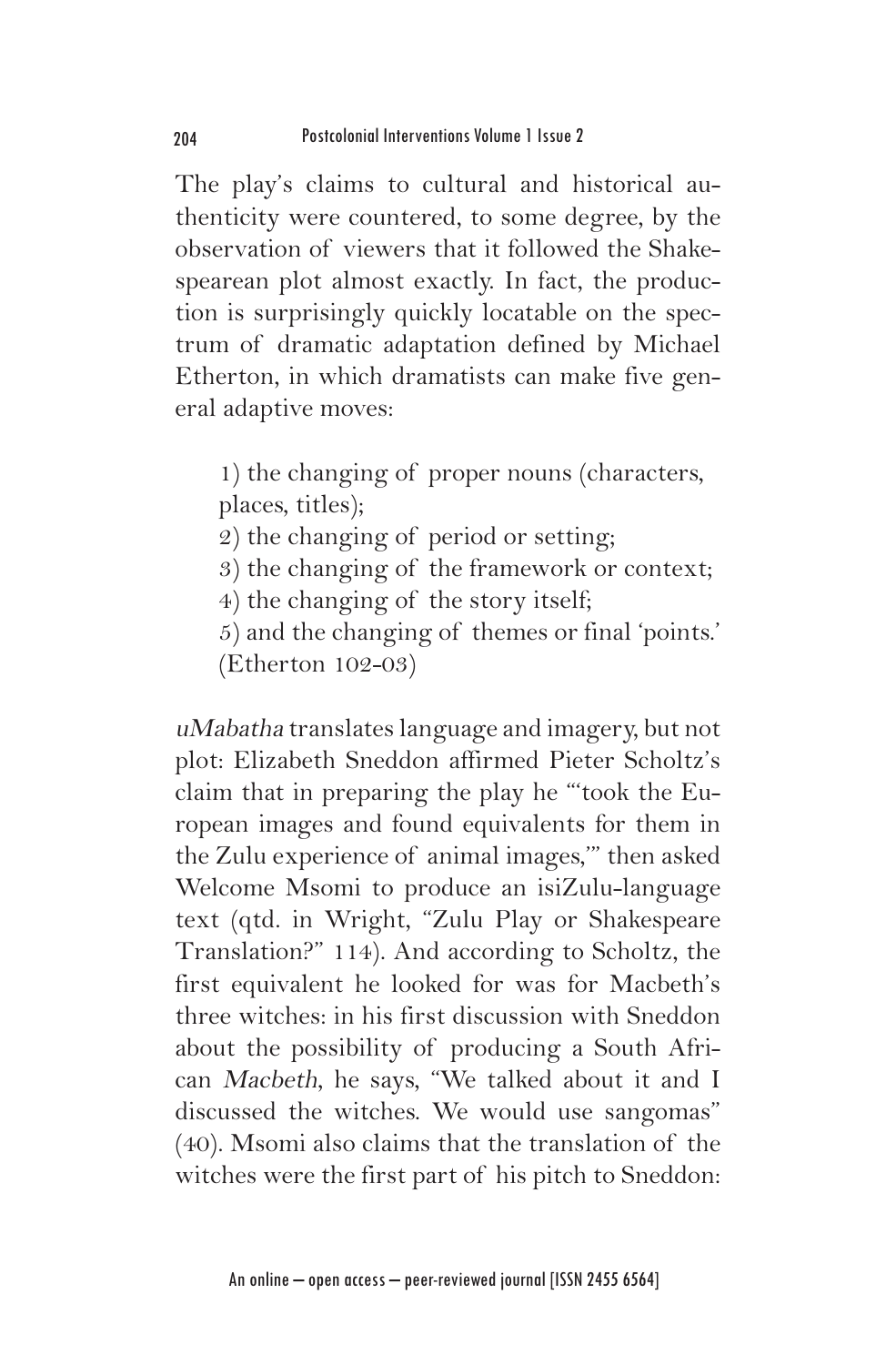The play's claims to cultural and historical authenticity were countered, to some degree, by the observation of viewers that it followed the Shakespearean plot almost exactly. In fact, the production is surprisingly quickly locatable on the spectrum of dramatic adaptation defined by Michael Etherton, in which dramatists can make five general adaptive moves:

> 1) the changing of proper nouns (characters, places, titles);
> 2) the changing of period or setting;
> 3) the changing of the framework or context;
> 4) the changing of the story itself;
> 5) and the changing of themes or final 'points.' (Etherton 102-03)

*uMabatha* translates language and imagery, but not plot: Elizabeth Sneddon affirmed Pieter Scholtz's claim that in preparing the play he "'took the European images and found equivalents for them in the Zulu experience of animal images,'" then asked Welcome Msomi to produce an isiZulu-language text (qtd. in Wright, "Zulu Play or Shakespeare Translation?" 114). And according to Scholtz, the first equivalent he looked for was for Macbeth's three witches: in his first discussion with Sneddon about the possibility of producing a South African *Macbeth*, he says, "We talked about it and I discussed the witches. We would use sangomas" (40). Msomi also claims that the translation of the witches were the first part of his pitch to Sneddon: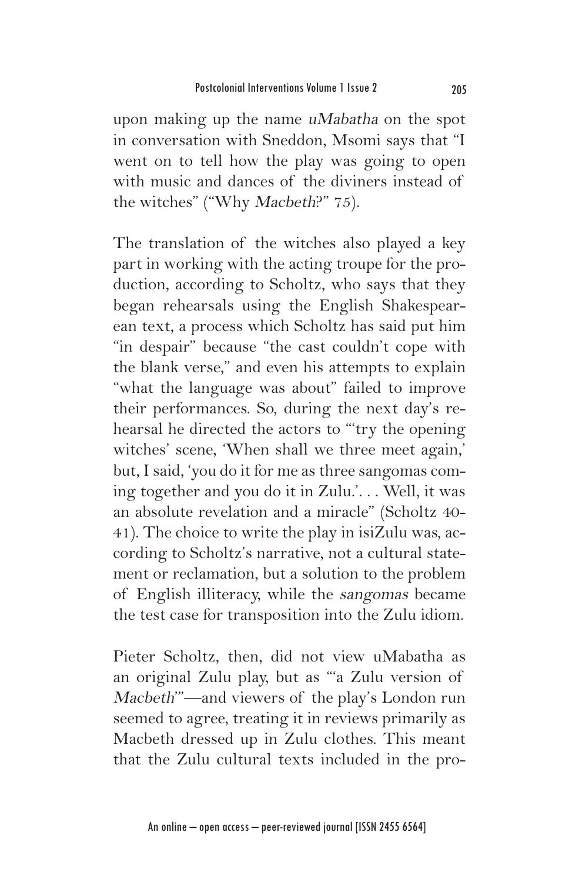upon making up the name *uMabatha* on the spot in conversation with Sneddon, Msomi says that "I went on to tell how the play was going to open with music and dances of the diviners instead of the witches" ("Why *Macbeth*?" 75).

The translation of the witches also played a key part in working with the acting troupe for the production, according to Scholtz, who says that they began rehearsals using the English Shakespearean text, a process which Scholtz has said put him "in despair" because "the cast couldn't cope with the blank verse," and even his attempts to explain "what the language was about" failed to improve their performances. So, during the next day's rehearsal he directed the actors to "'try the opening witches' scene, 'When shall we three meet again,' but, I said, 'you do it for me as three sangomas coming together and you do it in Zulu.'. . . Well, it was an absolute revelation and a miracle" (Scholtz 40-41). The choice to write the play in isiZulu was, according to Scholtz's narrative, not a cultural statement or reclamation, but a solution to the problem of English illiteracy, while the *sangomas* became the test case for transposition into the Zulu idiom.

Pieter Scholtz, then, did not view uMabatha as an original Zulu play, but as "'a Zulu version of *Macbeth*'"—and viewers of the play's London run seemed to agree, treating it in reviews primarily as Macbeth dressed up in Zulu clothes. This meant that the Zulu cultural texts included in the pro-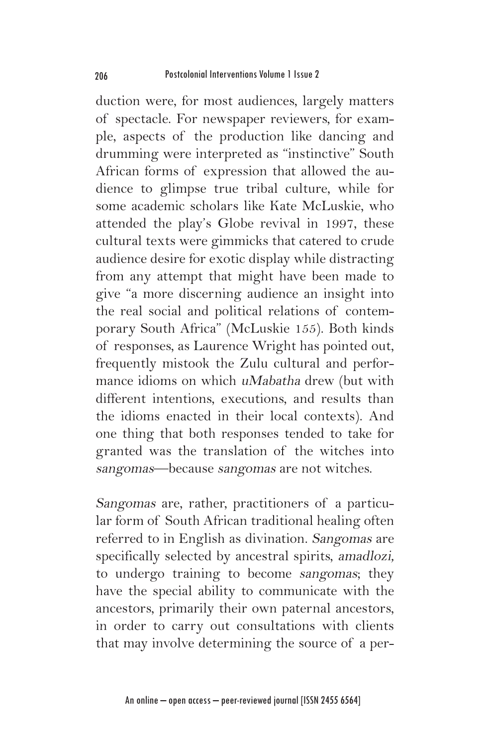duction were, for most audiences, largely matters of spectacle. For newspaper reviewers, for example, aspects of the production like dancing and drumming were interpreted as "instinctive" South African forms of expression that allowed the audience to glimpse true tribal culture, while for some academic scholars like Kate McLuskie, who attended the play's Globe revival in 1997, these cultural texts were gimmicks that catered to crude audience desire for exotic display while distracting from any attempt that might have been made to give "a more discerning audience an insight into the real social and political relations of contemporary South Africa" (McLuskie 155). Both kinds of responses, as Laurence Wright has pointed out, frequently mistook the Zulu cultural and performance idioms on which *uMabatha* drew (but with different intentions, executions, and results than the idioms enacted in their local contexts). And one thing that both responses tended to take for granted was the translation of the witches into *sangomas*—because *sangomas* are not witches.

*Sangomas* are, rather, practitioners of a particular form of South African traditional healing often referred to in English as divination. *Sangomas* are specifically selected by ancestral spirits, *amadlozi*, to undergo training to become *sangomas*; they have the special ability to communicate with the ancestors, primarily their own paternal ancestors, in order to carry out consultations with clients that may involve determining the source of a per-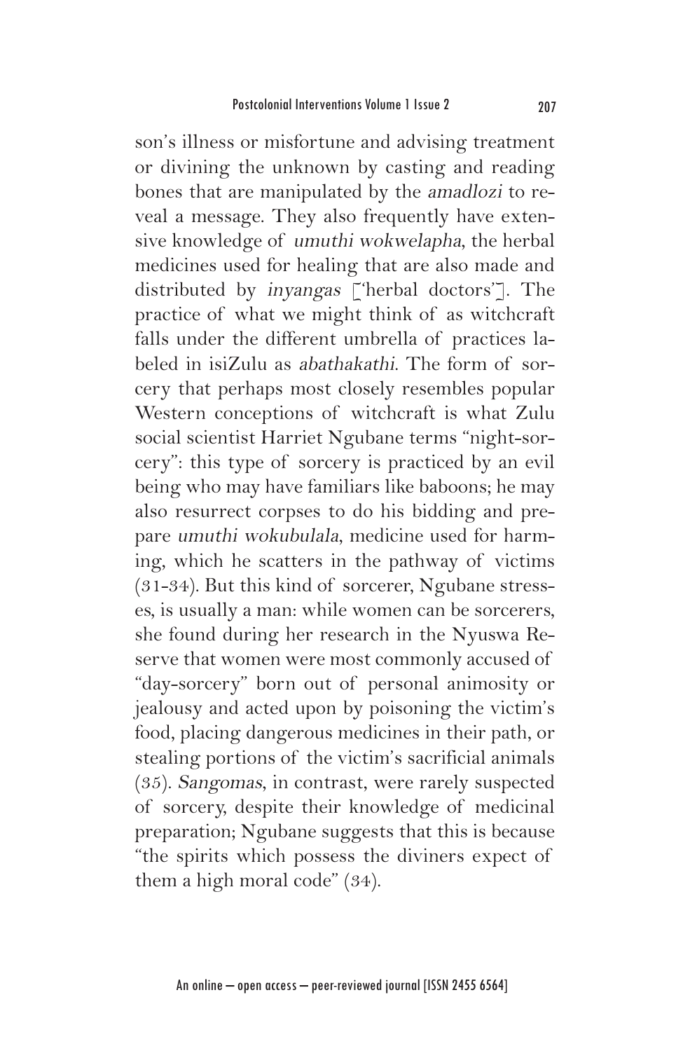son's illness or misfortune and advising treatment or divining the unknown by casting and reading bones that are manipulated by the *amadlozi* to reveal a message. They also frequently have extensive knowledge of *umuthi wokwelapha*, the herbal medicines used for healing that are also made and distributed by *inyangas* ['herbal doctors']. The practice of what we might think of as witchcraft falls under the different umbrella of practices labeled in isiZulu as *abathakathi*. The form of sorcery that perhaps most closely resembles popular Western conceptions of witchcraft is what Zulu social scientist Harriet Ngubane terms "night-sorcery": this type of sorcery is practiced by an evil being who may have familiars like baboons; he may also resurrect corpses to do his bidding and prepare *umuthi wokubulala*, medicine used for harming, which he scatters in the pathway of victims (31-34). But this kind of sorcerer, Ngubane stresses, is usually a man: while women can be sorcerers, she found during her research in the Nyuswa Reserve that women were most commonly accused of "day-sorcery" born out of personal animosity or jealousy and acted upon by poisoning the victim's food, placing dangerous medicines in their path, or stealing portions of the victim's sacrificial animals (35). *Sangomas*, in contrast, were rarely suspected of sorcery, despite their knowledge of medicinal preparation; Ngubane suggests that this is because "the spirits which possess the diviners expect of them a high moral code" (34).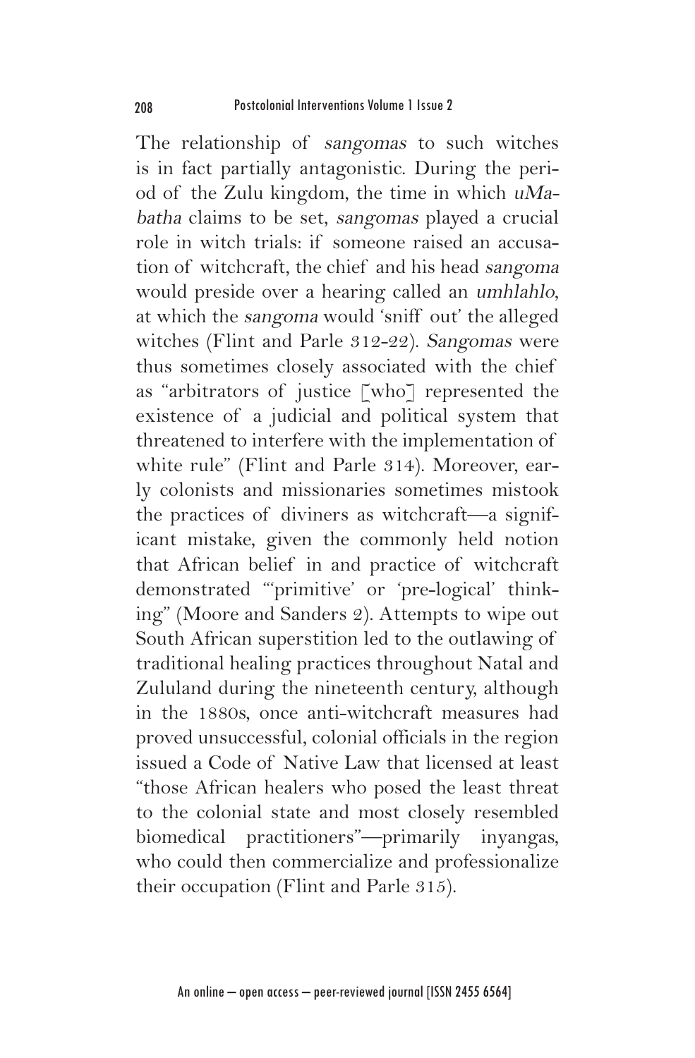The relationship of *sangomas* to such witches is in fact partially antagonistic. During the period of the Zulu kingdom, the time in which *uMabatha* claims to be set, *sangomas* played a crucial role in witch trials: if someone raised an accusation of witchcraft, the chief and his head *sangoma* would preside over a hearing called an *umhlahlo*, at which the *sangoma* would 'sniff out' the alleged witches (Flint and Parle 312-22). *Sangomas* were thus sometimes closely associated with the chief as "arbitrators of justice [who] represented the existence of a judicial and political system that threatened to interfere with the implementation of white rule" (Flint and Parle 314). Moreover, early colonists and missionaries sometimes mistook the practices of diviners as witchcraft—a significant mistake, given the commonly held notion that African belief in and practice of witchcraft demonstrated "'primitive' or 'pre-logical' thinking" (Moore and Sanders 2). Attempts to wipe out South African superstition led to the outlawing of traditional healing practices throughout Natal and Zululand during the nineteenth century, although in the 1880s, once anti-witchcraft measures had proved unsuccessful, colonial officials in the region issued a Code of Native Law that licensed at least "those African healers who posed the least threat to the colonial state and most closely resembled biomedical practitioners"—primarily inyangas, who could then commercialize and professionalize their occupation (Flint and Parle 315).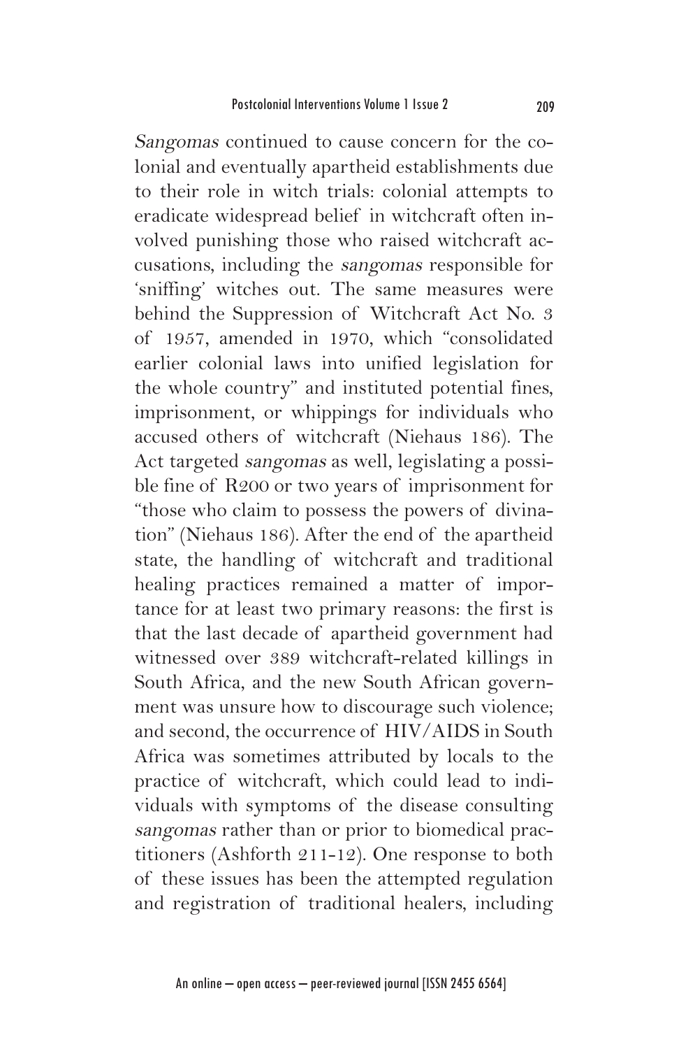*Sangomas* continued to cause concern for the colonial and eventually apartheid establishments due to their role in witch trials: colonial attempts to eradicate widespread belief in witchcraft often involved punishing those who raised witchcraft accusations, including the *sangomas* responsible for 'sniffing' witches out. The same measures were behind the Suppression of Witchcraft Act No. 3 of 1957, amended in 1970, which "consolidated earlier colonial laws into unified legislation for the whole country" and instituted potential fines, imprisonment, or whippings for individuals who accused others of witchcraft (Niehaus 186). The Act targeted *sangomas* as well, legislating a possible fine of R200 or two years of imprisonment for "those who claim to possess the powers of divination" (Niehaus 186). After the end of the apartheid state, the handling of witchcraft and traditional healing practices remained a matter of importance for at least two primary reasons: the first is that the last decade of apartheid government had witnessed over 389 witchcraft-related killings in South Africa, and the new South African government was unsure how to discourage such violence; and second, the occurrence of HIV/AIDS in South Africa was sometimes attributed by locals to the practice of witchcraft, which could lead to individuals with symptoms of the disease consulting *sangomas* rather than or prior to biomedical practitioners (Ashforth 211-12). One response to both of these issues has been the attempted regulation and registration of traditional healers, including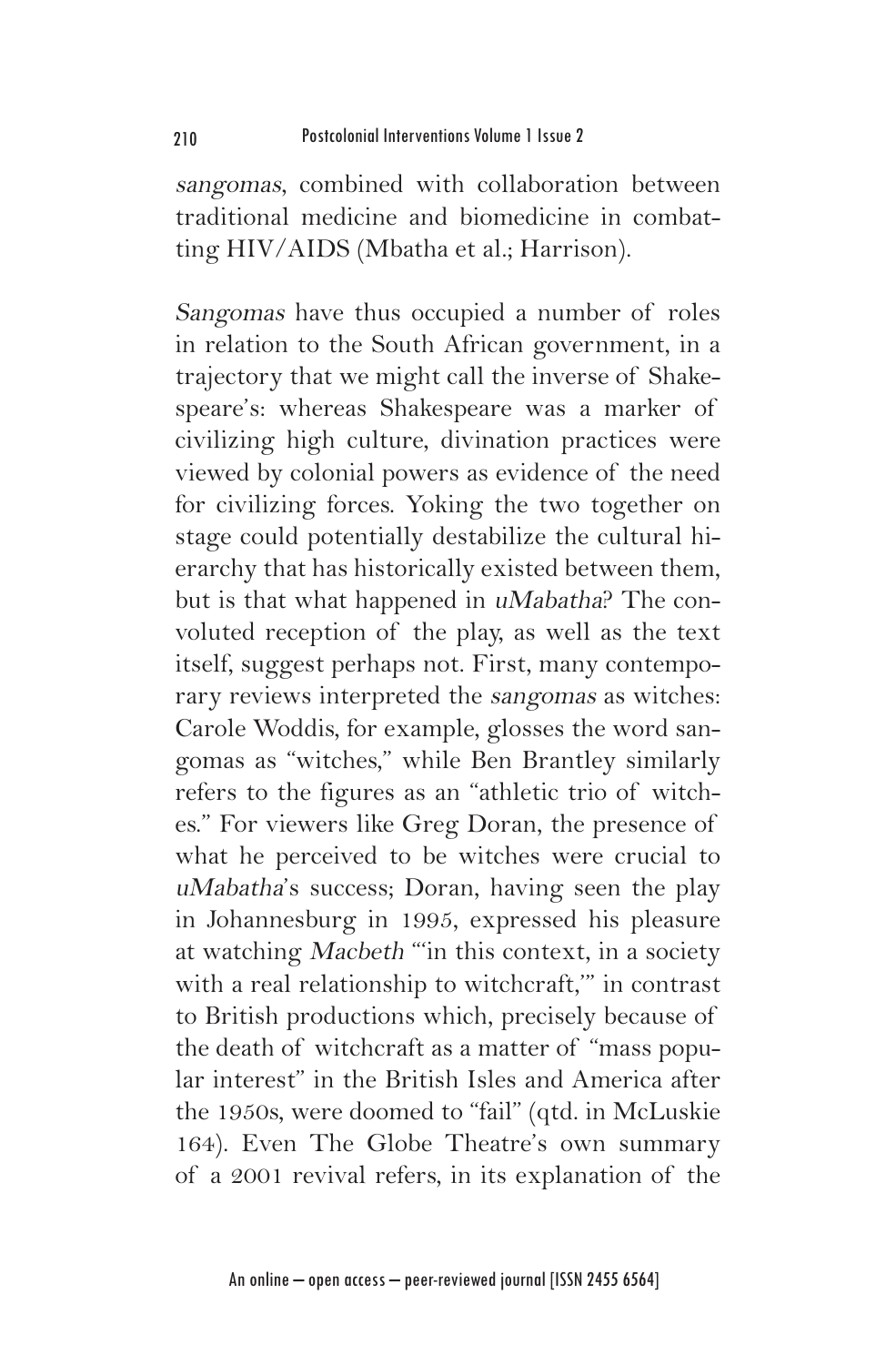*sangomas*, combined with collaboration between traditional medicine and biomedicine in combatting HIV/AIDS (Mbatha et al.; Harrison).

*Sangomas* have thus occupied a number of roles in relation to the South African government, in a trajectory that we might call the inverse of Shakespeare's: whereas Shakespeare was a marker of civilizing high culture, divination practices were viewed by colonial powers as evidence of the need for civilizing forces. Yoking the two together on stage could potentially destabilize the cultural hierarchy that has historically existed between them, but is that what happened in *uMabatha*? The convoluted reception of the play, as well as the text itself, suggest perhaps not. First, many contemporary reviews interpreted the *sangomas* as witches: Carole Woddis, for example, glosses the word sangomas as "witches," while Ben Brantley similarly refers to the figures as an "athletic trio of witches." For viewers like Greg Doran, the presence of what he perceived to be witches were crucial to *uMabatha*'s success; Doran, having seen the play in Johannesburg in 1995, expressed his pleasure at watching *Macbeth* "'in this context, in a society with a real relationship to witchcraft,'" in contrast to British productions which, precisely because of the death of witchcraft as a matter of "mass popular interest" in the British Isles and America after the 1950s, were doomed to "fail" (qtd. in McLuskie 164). Even The Globe Theatre's own summary of a 2001 revival refers, in its explanation of the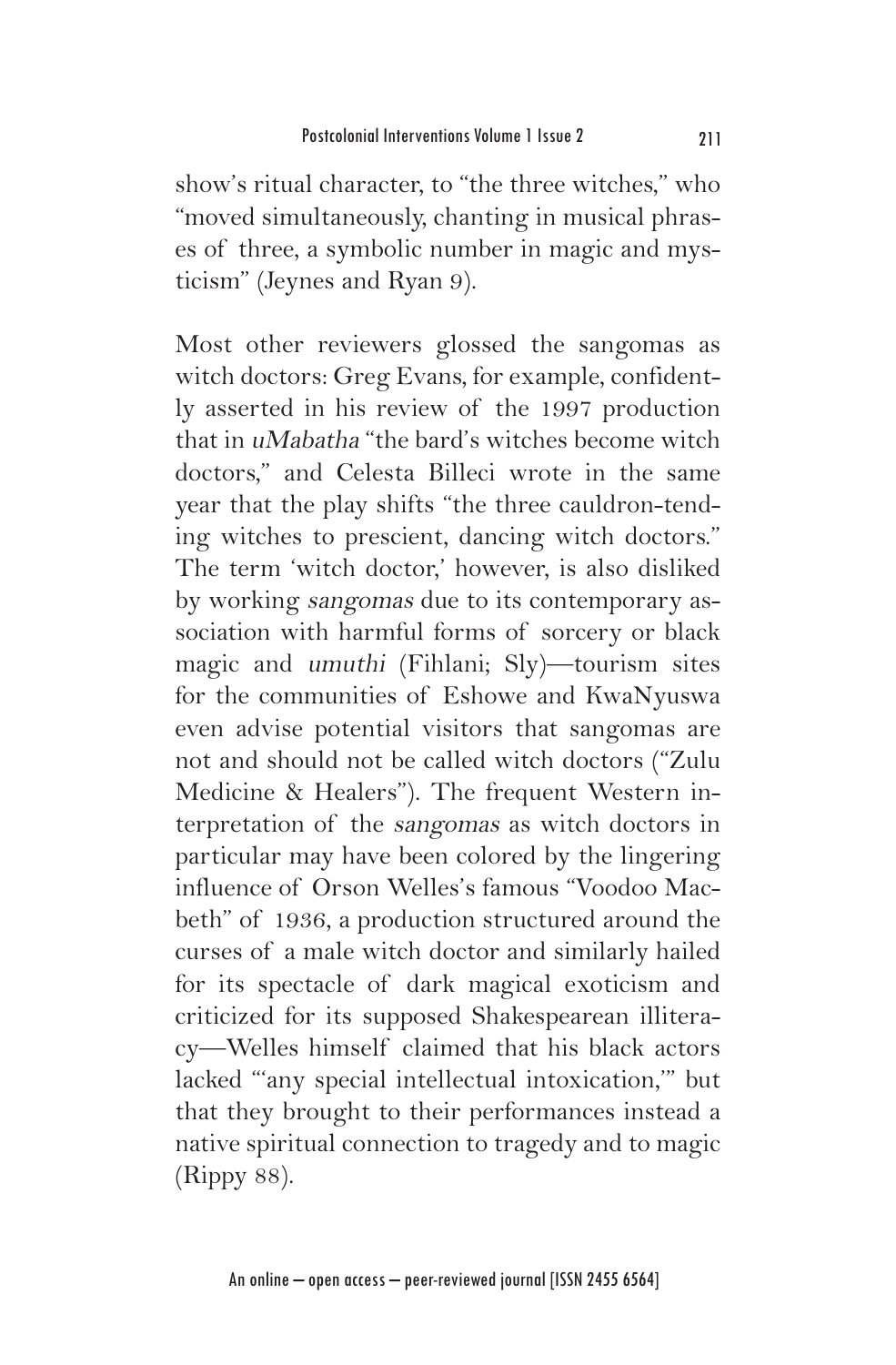show's ritual character, to "the three witches," who "moved simultaneously, chanting in musical phrases of three, a symbolic number in magic and mysticism" (Jeynes and Ryan 9).

Most other reviewers glossed the sangomas as witch doctors: Greg Evans, for example, confidently asserted in his review of the 1997 production that in *uMabatha* "the bard's witches become witch doctors," and Celesta Billeci wrote in the same year that the play shifts "the three cauldron-tending witches to prescient, dancing witch doctors." The term 'witch doctor,' however, is also disliked by working *sangomas* due to its contemporary association with harmful forms of sorcery or black magic and *umuthi* (Fihlani; Sly)—tourism sites for the communities of Eshowe and KwaNyuswa even advise potential visitors that sangomas are not and should not be called witch doctors ("Zulu Medicine & Healers"). The frequent Western interpretation of the *sangomas* as witch doctors in particular may have been colored by the lingering influence of Orson Welles's famous "Voodoo Macbeth" of 1936, a production structured around the curses of a male witch doctor and similarly hailed for its spectacle of dark magical exoticism and criticized for its supposed Shakespearean illiteracy—Welles himself claimed that his black actors lacked "'any special intellectual intoxication,'" but that they brought to their performances instead a native spiritual connection to tragedy and to magic (Rippy 88).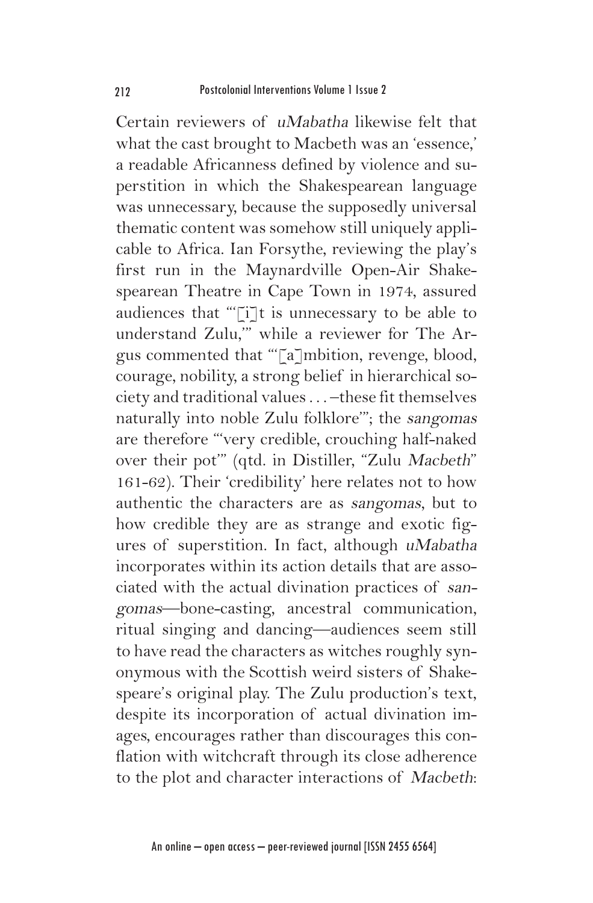Certain reviewers of *uMabatha* likewise felt that what the cast brought to Macbeth was an 'essence,' a readable Africanness defined by violence and superstition in which the Shakespearean language was unnecessary, because the supposedly universal thematic content was somehow still uniquely applicable to Africa. Ian Forsythe, reviewing the play's first run in the Maynardville Open-Air Shakespearean Theatre in Cape Town in 1974, assured audiences that "'[i]t is unnecessary to be able to understand Zulu,'" while a reviewer for The Argus commented that "'[a]mbition, revenge, blood, courage, nobility, a strong belief in hierarchical society and traditional values . . . –these fit themselves naturally into noble Zulu folklore'"; the *sangomas* are therefore "'very credible, crouching half-naked over their pot'" (qtd. in Distiller, "Zulu *Macbeth*" 161-62). Their 'credibility' here relates not to how authentic the characters are as *sangomas*, but to how credible they are as strange and exotic figures of superstition. In fact, although *uMabatha* incorporates within its action details that are associated with the actual divination practices of *sangomas*—bone-casting, ancestral communication, ritual singing and dancing—audiences seem still to have read the characters as witches roughly synonymous with the Scottish weird sisters of Shakespeare's original play. The Zulu production's text, despite its incorporation of actual divination images, encourages rather than discourages this conflation with witchcraft through its close adherence to the plot and character interactions of *Macbeth*: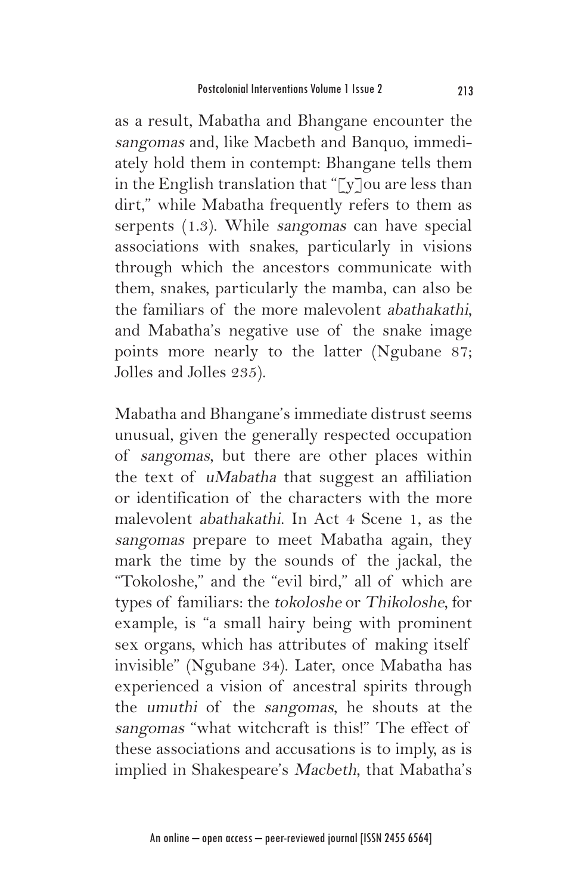as a result, Mabatha and Bhangane encounter the *sangomas* and, like Macbeth and Banquo, immediately hold them in contempt: Bhangane tells them in the English translation that "[y]ou are less than dirt," while Mabatha frequently refers to them as serpents (1.3). While *sangomas* can have special associations with snakes, particularly in visions through which the ancestors communicate with them, snakes, particularly the mamba, can also be the familiars of the more malevolent *abathakathi*, and Mabatha's negative use of the snake image points more nearly to the latter (Ngubane 87; Jolles and Jolles 235).

Mabatha and Bhangane's immediate distrust seems unusual, given the generally respected occupation of *sangomas*, but there are other places within the text of *uMabatha* that suggest an affiliation or identification of the characters with the more malevolent *abathakathi*. In Act 4 Scene 1, as the *sangomas* prepare to meet Mabatha again, they mark the time by the sounds of the jackal, the "Tokoloshe," and the "evil bird," all of which are types of familiars: the *tokoloshe* or *Thikoloshe*, for example, is "a small hairy being with prominent sex organs, which has attributes of making itself invisible" (Ngubane 34). Later, once Mabatha has experienced a vision of ancestral spirits through the *umuthi* of the *sangomas*, he shouts at the *sangomas* "what witchcraft is this!" The effect of these associations and accusations is to imply, as is implied in Shakespeare's *Macbeth*, that Mabatha's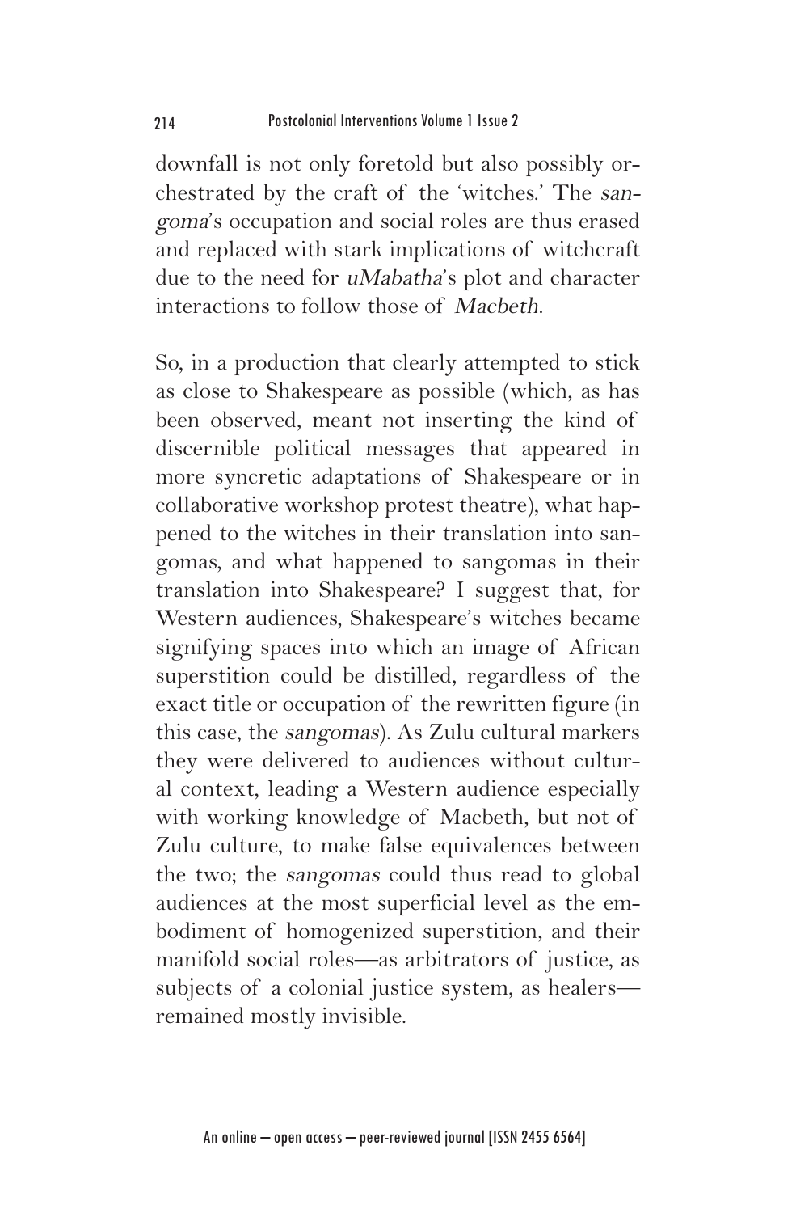downfall is not only foretold but also possibly orchestrated by the craft of the 'witches.' The *sangoma*'s occupation and social roles are thus erased and replaced with stark implications of witchcraft due to the need for *uMabatha*'s plot and character interactions to follow those of *Macbeth*.

So, in a production that clearly attempted to stick as close to Shakespeare as possible (which, as has been observed, meant not inserting the kind of discernible political messages that appeared in more syncretic adaptations of Shakespeare or in collaborative workshop protest theatre), what happened to the witches in their translation into sangomas, and what happened to sangomas in their translation into Shakespeare? I suggest that, for Western audiences, Shakespeare's witches became signifying spaces into which an image of African superstition could be distilled, regardless of the exact title or occupation of the rewritten figure (in this case, the *sangomas*). As Zulu cultural markers they were delivered to audiences without cultural context, leading a Western audience especially with working knowledge of Macbeth, but not of Zulu culture, to make false equivalences between the two; the *sangomas* could thus read to global audiences at the most superficial level as the embodiment of homogenized superstition, and their manifold social roles—as arbitrators of justice, as subjects of a colonial justice system, as healers—remained mostly invisible.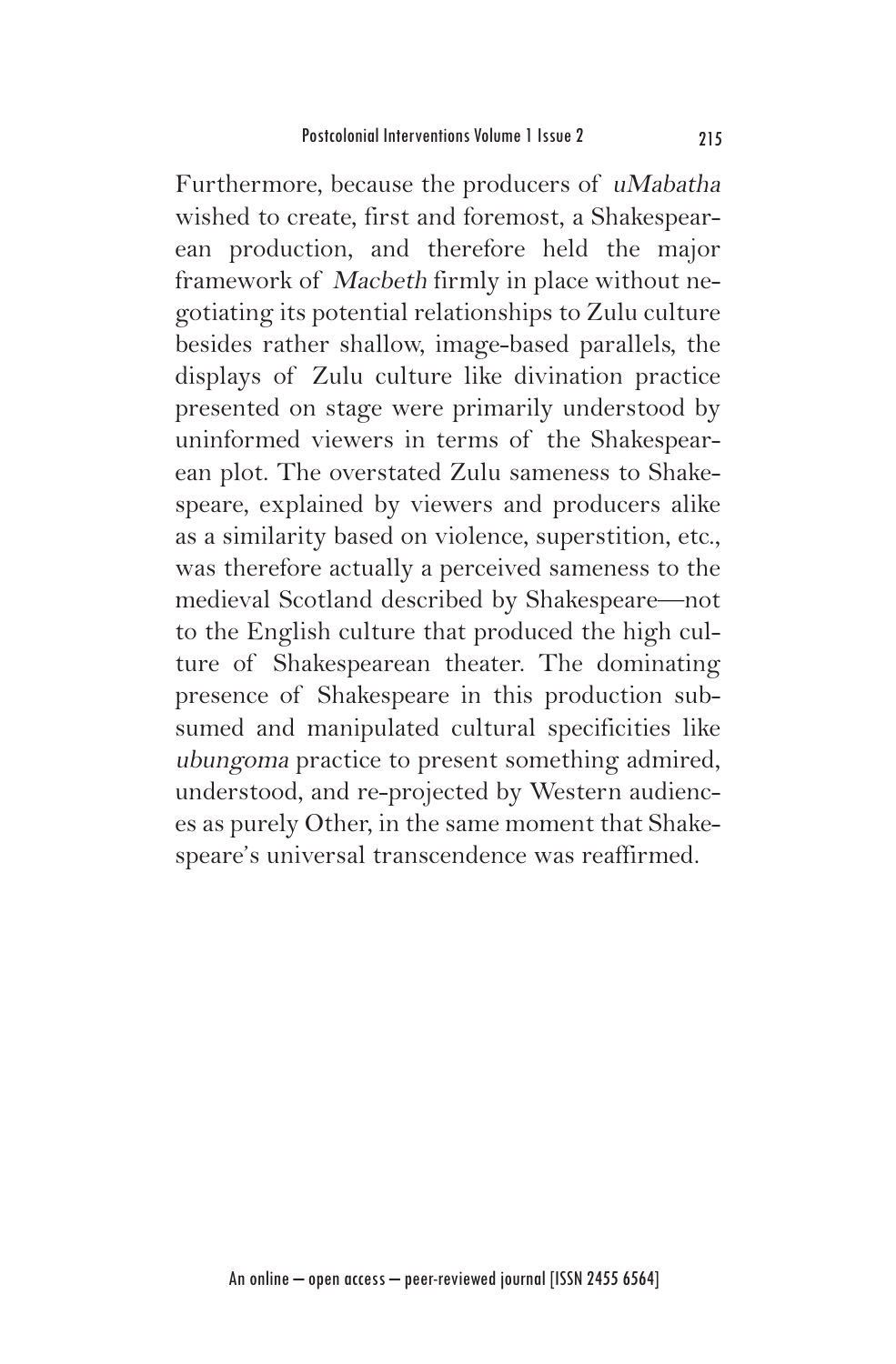Furthermore, because the producers of *uMabatha* wished to create, first and foremost, a Shakespearean production, and therefore held the major framework of *Macbeth* firmly in place without negotiating its potential relationships to Zulu culture besides rather shallow, image-based parallels, the displays of Zulu culture like divination practice presented on stage were primarily understood by uninformed viewers in terms of the Shakespearean plot. The overstated Zulu sameness to Shakespeare, explained by viewers and producers alike as a similarity based on violence, superstition, etc., was therefore actually a perceived sameness to the medieval Scotland described by Shakespeare—not to the English culture that produced the high culture of Shakespearean theater. The dominating presence of Shakespeare in this production subsumed and manipulated cultural specificities like *ubungoma* practice to present something admired, understood, and re-projected by Western audiences as purely Other, in the same moment that Shakespeare's universal transcendence was reaffirmed.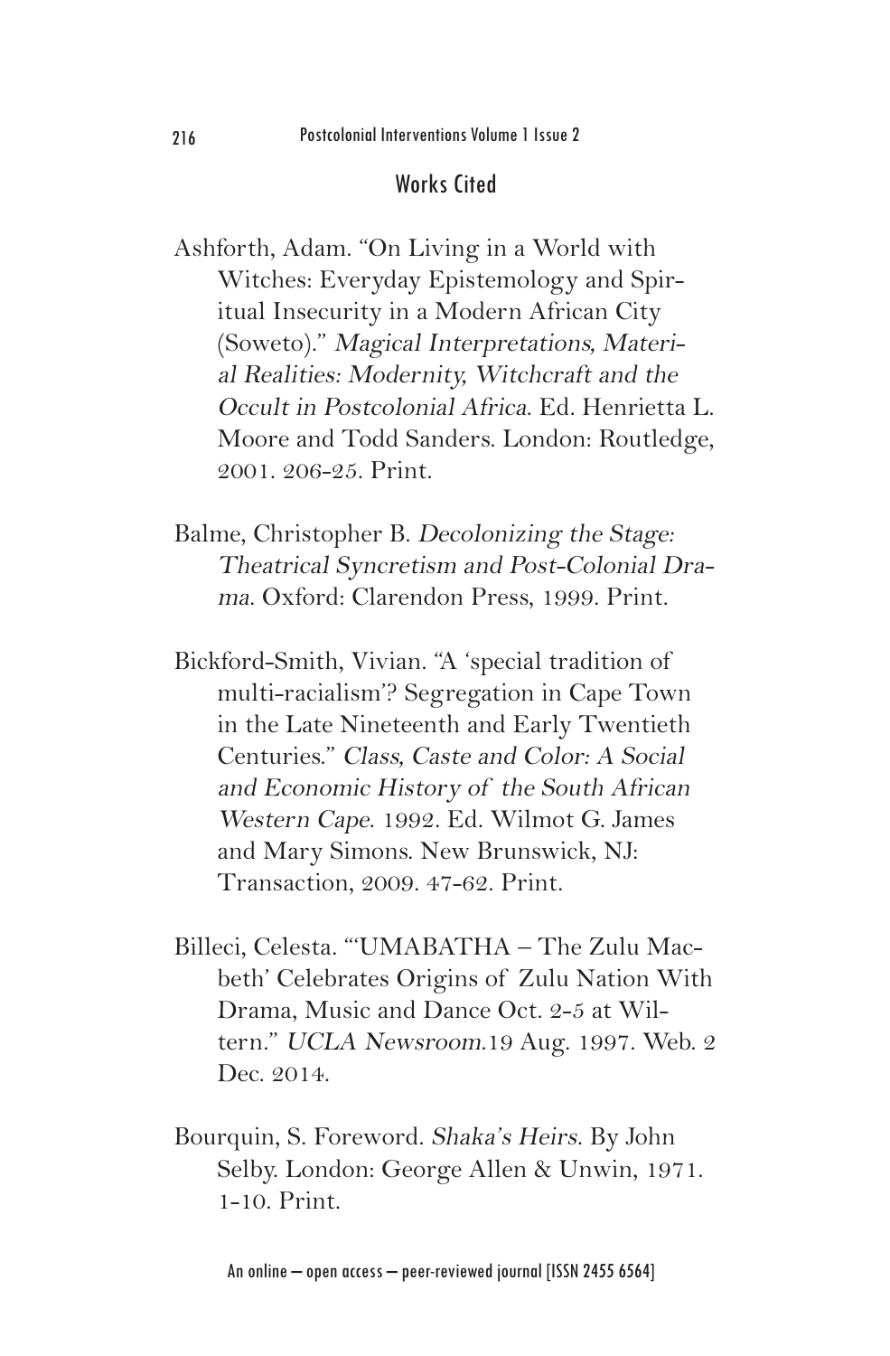## Works Cited

Ashforth, Adam. "On Living in a World with Witches: Everyday Epistemology and Spiritual Insecurity in a Modern African City (Soweto)." *Magical Interpretations, Material Realities: Modernity, Witchcraft and the Occult in Postcolonial Africa*. Ed. Henrietta L. Moore and Todd Sanders. London: Routledge, 2001. 206-25. Print.

Balme, Christopher B. *Decolonizing the Stage: Theatrical Syncretism and Post-Colonial Drama*. Oxford: Clarendon Press, 1999. Print.

Bickford-Smith, Vivian. "A 'special tradition of multi-racialism'? Segregation in Cape Town in the Late Nineteenth and Early Twentieth Centuries." *Class, Caste and Color: A Social and Economic History of the South African Western Cape*. 1992. Ed. Wilmot G. James and Mary Simons. New Brunswick, NJ: Transaction, 2009. 47-62. Print.

Billeci, Celesta. "'UMABATHA – The Zulu Macbeth' Celebrates Origins of Zulu Nation With Drama, Music and Dance Oct. 2-5 at Wiltern." *UCLA Newsroom*.19 Aug. 1997. Web. 2 Dec. 2014.

Bourquin, S. Foreword. *Shaka's Heirs*. By John Selby. London: George Allen & Unwin, 1971. 1-10. Print.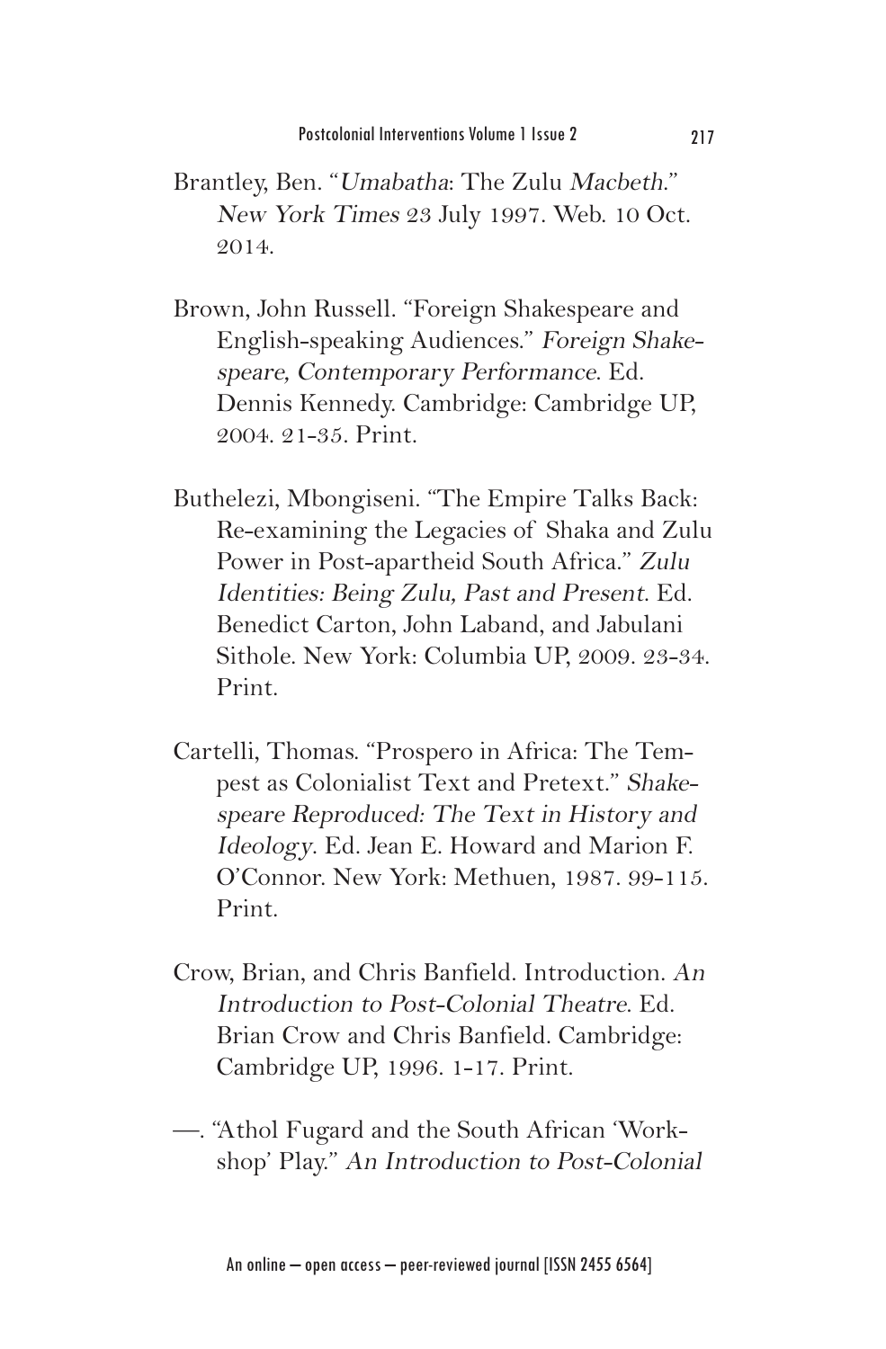Brantley, Ben. "*Umabatha*: The Zulu *Macbeth*." *New York Times* 23 July 1997. Web. 10 Oct. 2014.

Brown, John Russell. "Foreign Shakespeare and English-speaking Audiences." *Foreign Shakespeare, Contemporary Performance*. Ed. Dennis Kennedy. Cambridge: Cambridge UP, 2004. 21-35. Print.

Buthelezi, Mbongiseni. "The Empire Talks Back: Re-examining the Legacies of Shaka and Zulu Power in Post-apartheid South Africa." *Zulu Identities: Being Zulu, Past and Present*. Ed. Benedict Carton, John Laband, and Jabulani Sithole. New York: Columbia UP, 2009. 23-34. Print.

Cartelli, Thomas. "Prospero in Africa: The Tempest as Colonialist Text and Pretext." *Shakespeare Reproduced: The Text in History and Ideology*. Ed. Jean E. Howard and Marion F. O'Connor. New York: Methuen, 1987. 99-115. Print.

Crow, Brian, and Chris Banfield. Introduction. *An Introduction to Post-Colonial Theatre*. Ed. Brian Crow and Chris Banfield. Cambridge: Cambridge UP, 1996. 1-17. Print.

—. "Athol Fugard and the South African 'Workshop' Play." *An Introduction to Post-Colonial*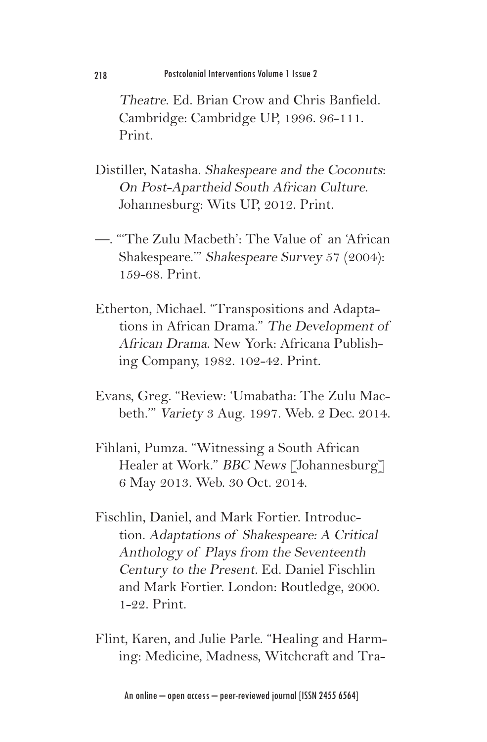*Theatre*. Ed. Brian Crow and Chris Banfield. Cambridge: Cambridge UP, 1996. 96-111. Print.

Distiller, Natasha. *Shakespeare and the Coconuts: On Post-Apartheid South African Culture*. Johannesburg: Wits UP, 2012. Print.

—. "'The Zulu Macbeth': The Value of an 'African Shakespeare.'" *Shakespeare Survey* 57 (2004): 159-68. Print.

Etherton, Michael. "Transpositions and Adaptations in African Drama." *The Development of African Drama*. New York: Africana Publishing Company, 1982. 102-42. Print.

Evans, Greg. "Review: 'Umabatha: The Zulu Macbeth.'" *Variety* 3 Aug. 1997. Web. 2 Dec. 2014.

Fihlani, Pumza. "Witnessing a South African Healer at Work." *BBC News* [Johannesburg] 6 May 2013. Web. 30 Oct. 2014.

Fischlin, Daniel, and Mark Fortier. Introduction. *Adaptations of Shakespeare: A Critical Anthology of Plays from the Seventeenth Century to the Present*. Ed. Daniel Fischlin and Mark Fortier. London: Routledge, 2000. 1-22. Print.

Flint, Karen, and Julie Parle. "Healing and Harming: Medicine, Madness, Witchcraft and Tra-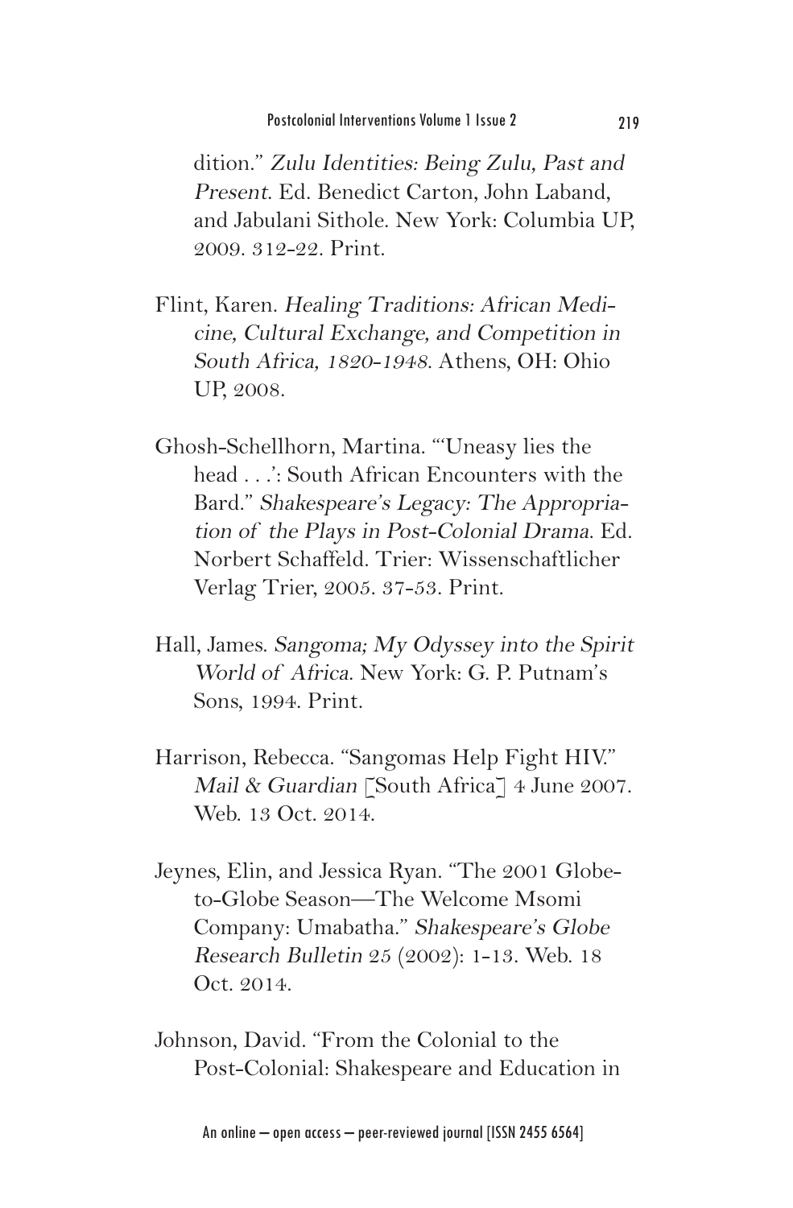dition." *Zulu Identities: Being Zulu, Past and Present*. Ed. Benedict Carton, John Laband, and Jabulani Sithole. New York: Columbia UP, 2009. 312-22. Print.

Flint, Karen. *Healing Traditions: African Medicine, Cultural Exchange, and Competition in South Africa, 1820-1948*. Athens, OH: Ohio UP, 2008.

Ghosh-Schellhorn, Martina. "'Uneasy lies the head . . .': South African Encounters with the Bard." *Shakespeare's Legacy: The Appropriation of the Plays in Post-Colonial Drama*. Ed. Norbert Schaffeld. Trier: Wissenschaftlicher Verlag Trier, 2005. 37-53. Print.

Hall, James. *Sangoma; My Odyssey into the Spirit World of Africa*. New York: G. P. Putnam's Sons, 1994. Print.

Harrison, Rebecca. "Sangomas Help Fight HIV." *Mail & Guardian* [South Africa] 4 June 2007. Web. 13 Oct. 2014.

Jeynes, Elin, and Jessica Ryan. "The 2001 Globe-to-Globe Season—The Welcome Msomi Company: Umabatha." *Shakespeare's Globe Research Bulletin* 25 (2002): 1-13. Web. 18 Oct. 2014.

Johnson, David. "From the Colonial to the Post-Colonial: Shakespeare and Education in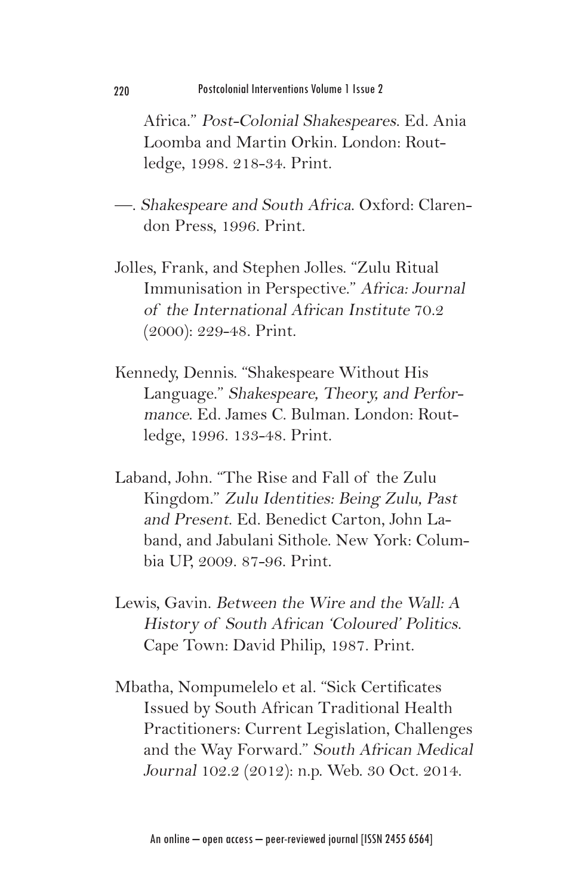Africa." *Post-Colonial Shakespeares*. Ed. Ania Loomba and Martin Orkin. London: Routledge, 1998. 218-34. Print.

—. *Shakespeare and South Africa*. Oxford: Clarendon Press, 1996. Print.

Jolles, Frank, and Stephen Jolles. "Zulu Ritual Immunisation in Perspective." *Africa: Journal of the International African Institute* 70.2 (2000): 229-48. Print.

Kennedy, Dennis. "Shakespeare Without His Language." *Shakespeare, Theory, and Performance*. Ed. James C. Bulman. London: Routledge, 1996. 133-48. Print.

Laband, John. "The Rise and Fall of the Zulu Kingdom." *Zulu Identities: Being Zulu, Past and Present*. Ed. Benedict Carton, John Laband, and Jabulani Sithole. New York: Columbia UP, 2009. 87-96. Print.

Lewis, Gavin. *Between the Wire and the Wall: A History of South African 'Coloured' Politics*. Cape Town: David Philip, 1987. Print.

Mbatha, Nompumelelo et al. "Sick Certificates Issued by South African Traditional Health Practitioners: Current Legislation, Challenges and the Way Forward." *South African Medical Journal* 102.2 (2012): n.p. Web. 30 Oct. 2014.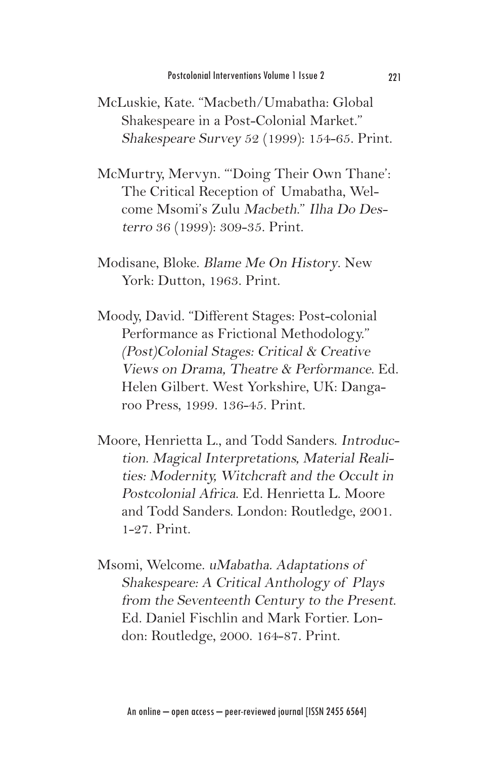McLuskie, Kate. "Macbeth/Umabatha: Global Shakespeare in a Post-Colonial Market." *Shakespeare Survey* 52 (1999): 154-65. Print.

McMurtry, Mervyn. "'Doing Their Own Thane': The Critical Reception of Umabatha, Welcome Msomi's Zulu *Macbeth*." *Ilha Do Desterro* 36 (1999): 309-35. Print.

Modisane, Bloke. *Blame Me On History*. New York: Dutton, 1963. Print.

Moody, David. "Different Stages: Post-colonial Performance as Frictional Methodology." *(Post)Colonial Stages: Critical & Creative Views on Drama, Theatre & Performance*. Ed. Helen Gilbert. West Yorkshire, UK: Dangaroo Press, 1999. 136-45. Print.

Moore, Henrietta L., and Todd Sanders. *Introduction. Magical Interpretations, Material Realities: Modernity, Witchcraft and the Occult in Postcolonial Africa*. Ed. Henrietta L. Moore and Todd Sanders. London: Routledge, 2001. 1-27. Print.

Msomi, Welcome. *uMabatha. Adaptations of Shakespeare: A Critical Anthology of Plays from the Seventeenth Century to the Present*. Ed. Daniel Fischlin and Mark Fortier. London: Routledge, 2000. 164-87. Print.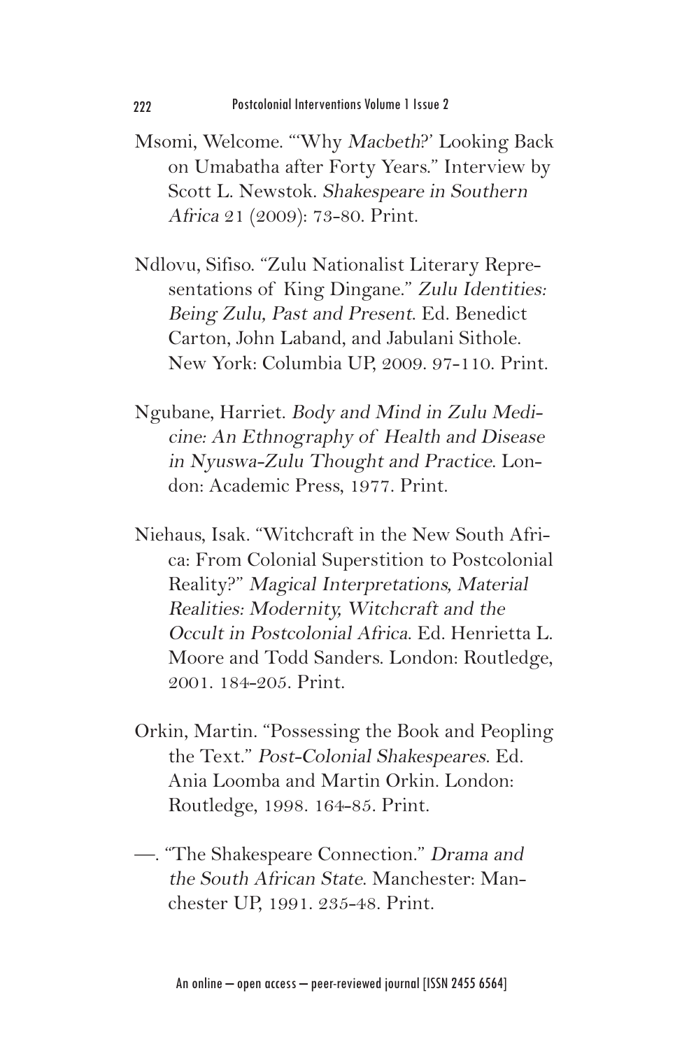Msomi, Welcome. "'Why *Macbeth*?' Looking Back on Umabatha after Forty Years." Interview by Scott L. Newstok. *Shakespeare in Southern Africa* 21 (2009): 73-80. Print.

Ndlovu, Sifiso. "Zulu Nationalist Literary Representations of King Dingane." *Zulu Identities: Being Zulu, Past and Present*. Ed. Benedict Carton, John Laband, and Jabulani Sithole. New York: Columbia UP, 2009. 97-110. Print.

Ngubane, Harriet. *Body and Mind in Zulu Medicine: An Ethnography of Health and Disease in Nyuswa-Zulu Thought and Practice*. London: Academic Press, 1977. Print.

Niehaus, Isak. "Witchcraft in the New South Africa: From Colonial Superstition to Postcolonial Reality?" *Magical Interpretations, Material Realities: Modernity, Witchcraft and the Occult in Postcolonial Africa*. Ed. Henrietta L. Moore and Todd Sanders. London: Routledge, 2001. 184-205. Print.

Orkin, Martin. "Possessing the Book and Peopling the Text." *Post-Colonial Shakespeares*. Ed. Ania Loomba and Martin Orkin. London: Routledge, 1998. 164-85. Print.

—. "The Shakespeare Connection." *Drama and the South African State*. Manchester: Manchester UP, 1991. 235-48. Print.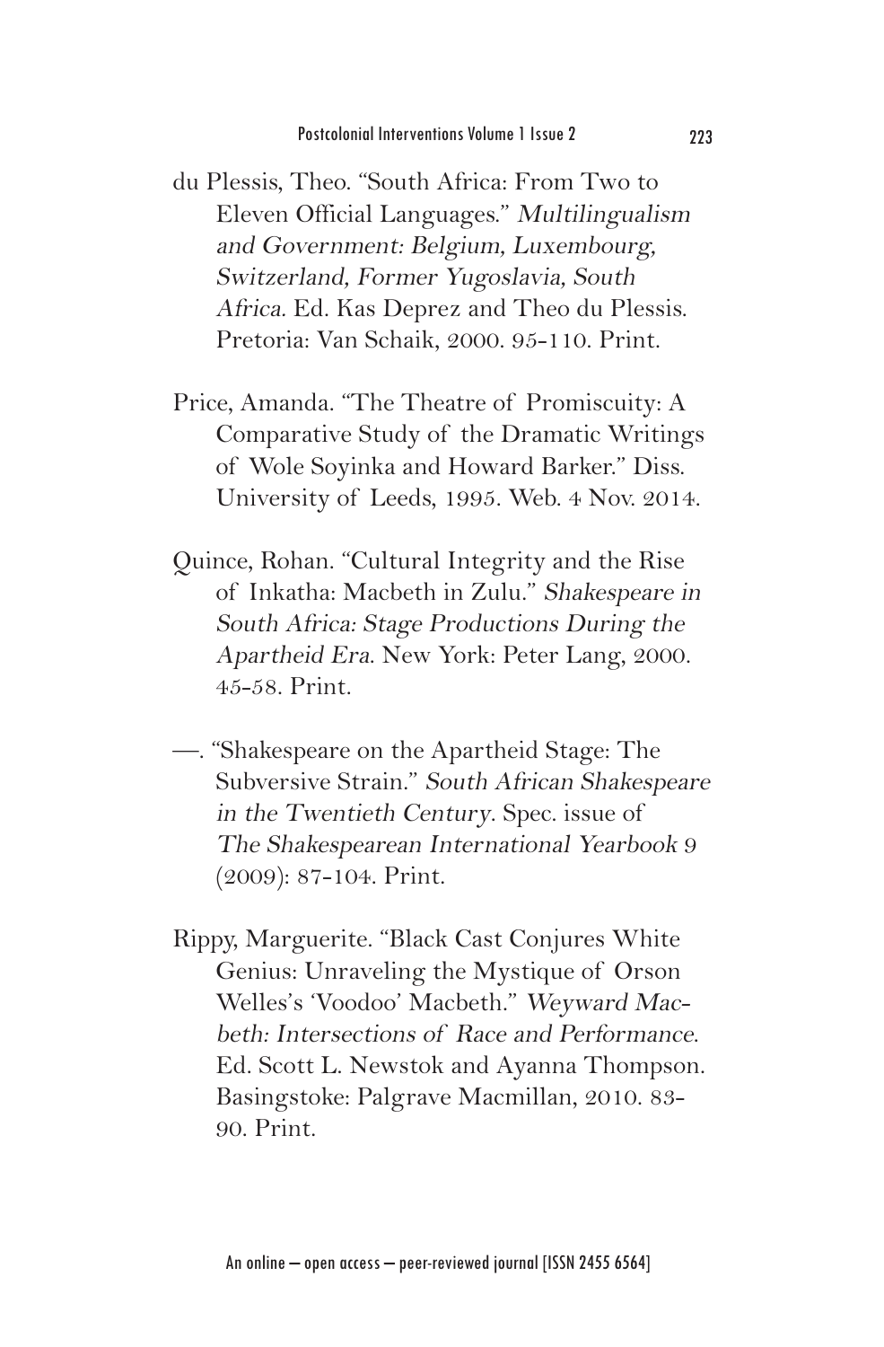du Plessis, Theo. "South Africa: From Two to Eleven Official Languages." *Multilingualism and Government: Belgium, Luxembourg, Switzerland, Former Yugoslavia, South Africa*. Ed. Kas Deprez and Theo du Plessis. Pretoria: Van Schaik, 2000. 95-110. Print.

Price, Amanda. "The Theatre of Promiscuity: A Comparative Study of the Dramatic Writings of Wole Soyinka and Howard Barker." Diss. University of Leeds, 1995. Web. 4 Nov. 2014.

Quince, Rohan. "Cultural Integrity and the Rise of Inkatha: Macbeth in Zulu." *Shakespeare in South Africa: Stage Productions During the Apartheid Era*. New York: Peter Lang, 2000. 45-58. Print.

—. "Shakespeare on the Apartheid Stage: The Subversive Strain." *South African Shakespeare in the Twentieth Century*. Spec. issue of *The Shakespearean International Yearbook* 9 (2009): 87-104. Print.

Rippy, Marguerite. "Black Cast Conjures White Genius: Unraveling the Mystique of Orson Welles's 'Voodoo' Macbeth." *Weyward Macbeth: Intersections of Race and Performance*. Ed. Scott L. Newstok and Ayanna Thompson. Basingstoke: Palgrave Macmillan, 2010. 83-90. Print.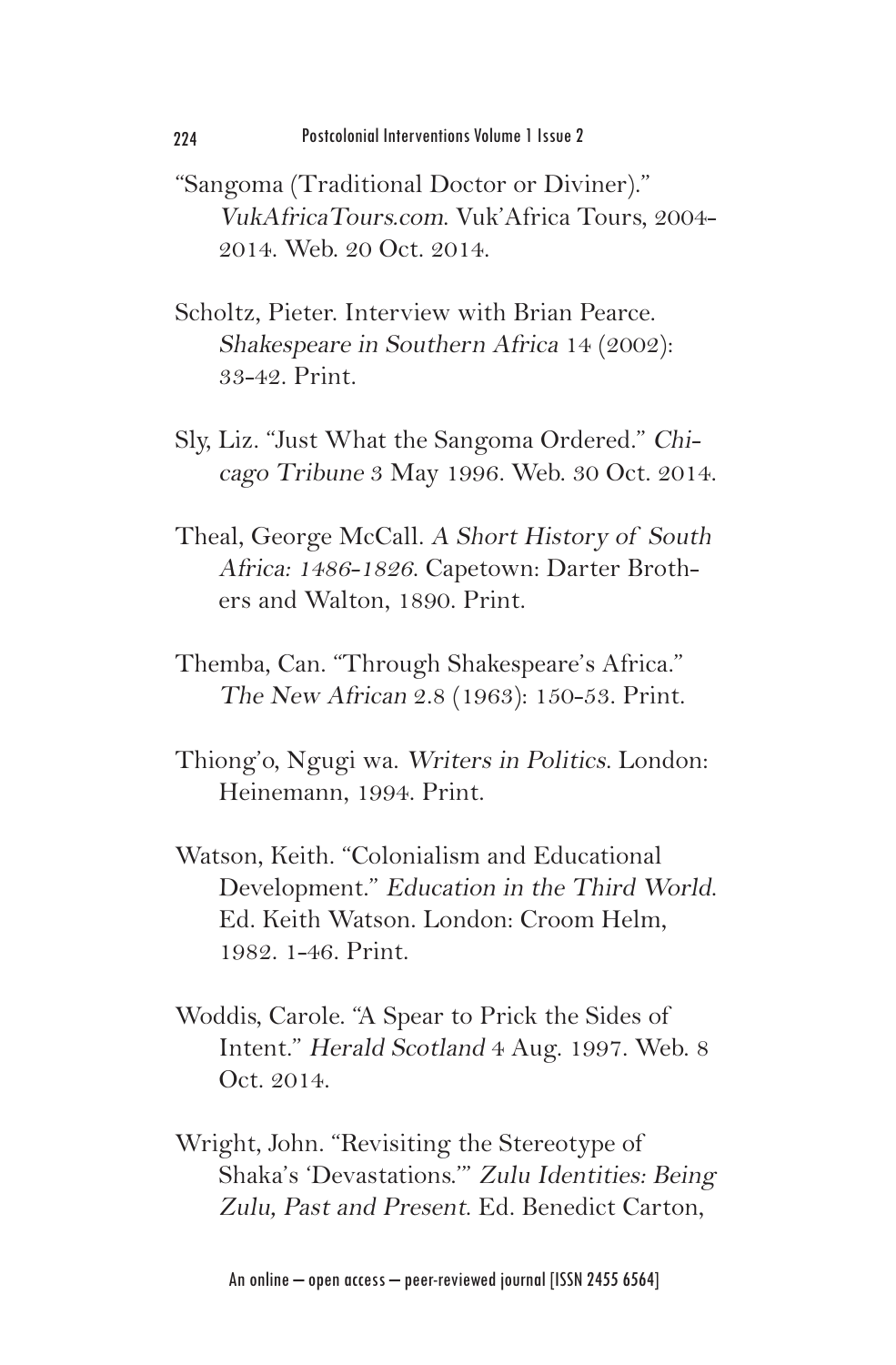"Sangoma (Traditional Doctor or Diviner)." *VukAfricaTours.com*. Vuk'Africa Tours, 2004-2014. Web. 20 Oct. 2014.

Scholtz, Pieter. Interview with Brian Pearce. *Shakespeare in Southern Africa* 14 (2002): 33-42. Print.

Sly, Liz. "Just What the Sangoma Ordered." *Chicago Tribune* 3 May 1996. Web. 30 Oct. 2014.

Theal, George McCall. *A Short History of South Africa: 1486-1826*. Capetown: Darter Brothers and Walton, 1890. Print.

Themba, Can. "Through Shakespeare's Africa." *The New African* 2.8 (1963): 150-53. Print.

Thiong'o, Ngugi wa. *Writers in Politics*. London: Heinemann, 1994. Print.

Watson, Keith. "Colonialism and Educational Development." *Education in the Third World*. Ed. Keith Watson. London: Croom Helm, 1982. 1-46. Print.

Woddis, Carole. "A Spear to Prick the Sides of Intent." *Herald Scotland* 4 Aug. 1997. Web. 8 Oct. 2014.

Wright, John. "Revisiting the Stereotype of Shaka's 'Devastations.'" *Zulu Identities: Being Zulu, Past and Present*. Ed. Benedict Carton,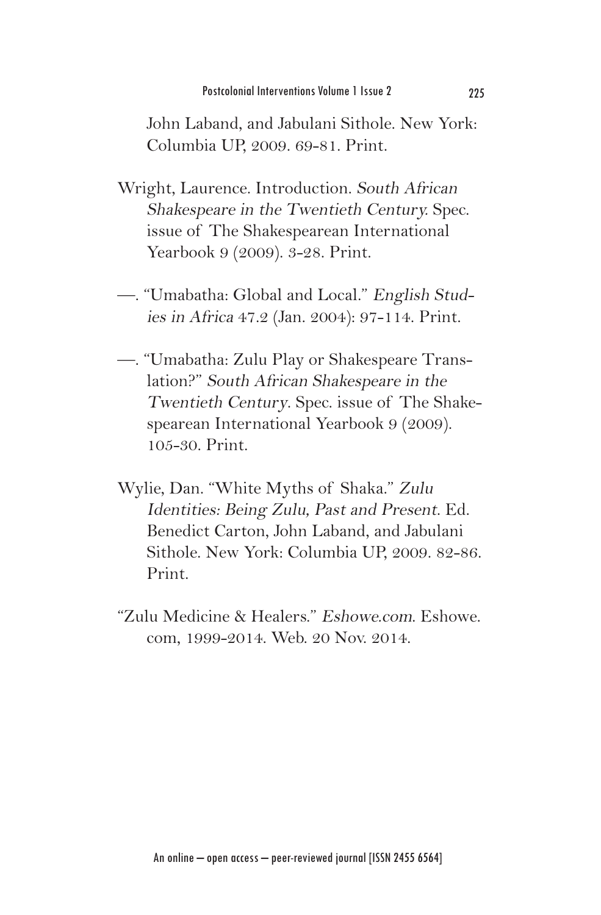John Laband, and Jabulani Sithole. New York: Columbia UP, 2009. 69-81. Print.

Wright, Laurence. Introduction. *South African Shakespeare in the Twentieth Century*. Spec. issue of The Shakespearean International Yearbook 9 (2009). 3-28. Print.

—. "Umabatha: Global and Local." *English Studies in Africa* 47.2 (Jan. 2004): 97-114. Print.

—. "Umabatha: Zulu Play or Shakespeare Translation?" *South African Shakespeare in the Twentieth Century*. Spec. issue of The Shakespearean International Yearbook 9 (2009). 105-30. Print.

Wylie, Dan. "White Myths of Shaka." *Zulu Identities: Being Zulu, Past and Present*. Ed. Benedict Carton, John Laband, and Jabulani Sithole. New York: Columbia UP, 2009. 82-86. Print.

"Zulu Medicine & Healers." *Eshowe.com*. Eshowe.com, 1999-2014. Web. 20 Nov. 2014.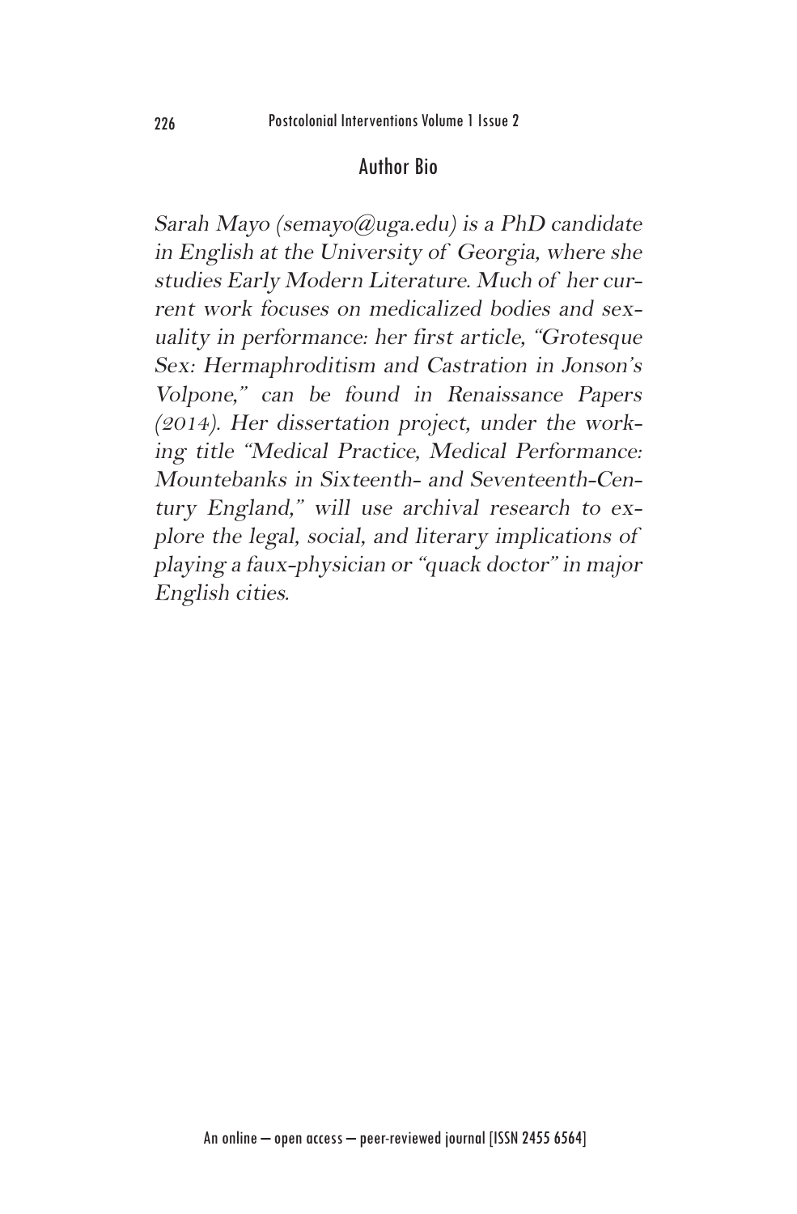## Author Bio

*Sarah Mayo (semayo@uga.edu) is a PhD candidate in English at the University of Georgia, where she studies Early Modern Literature. Much of her current work focuses on medicalized bodies and sexuality in performance: her first article, "Grotesque Sex: Hermaphroditism and Castration in Jonson's Volpone," can be found in Renaissance Papers (2014). Her dissertation project, under the working title "Medical Practice, Medical Performance: Mountebanks in Sixteenth- and Seventeenth-Century England," will use archival research to explore the legal, social, and literary implications of playing a faux-physician or "quack doctor" in major English cities.*